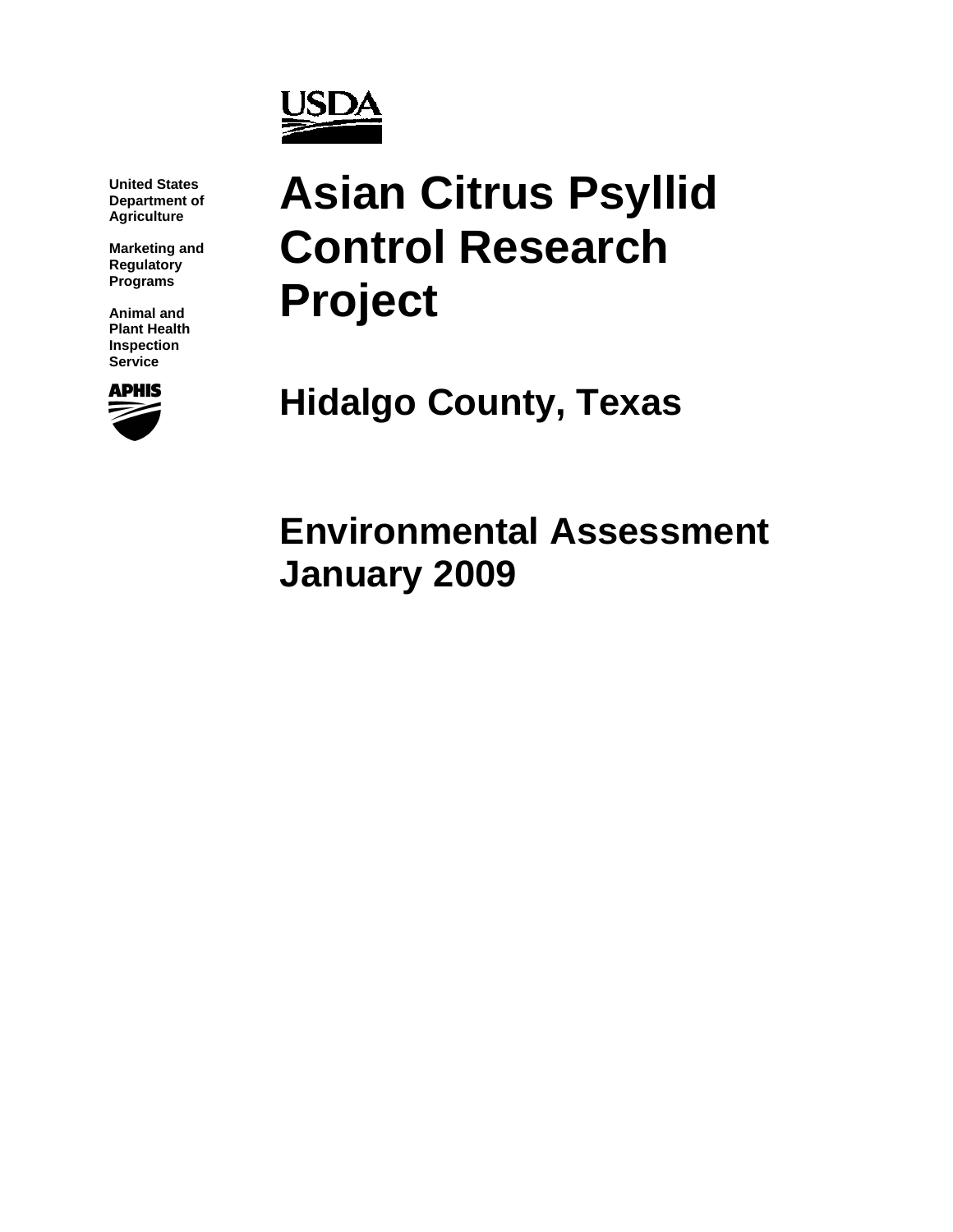United States Department of Agriculture

Marketing and Regulatory Programs

Animal and Plant Health Inspection Service

# Asian Citrus Psyllid Control Research Project

## Hidalgo County, Texas

## Environmental Assessment January 2009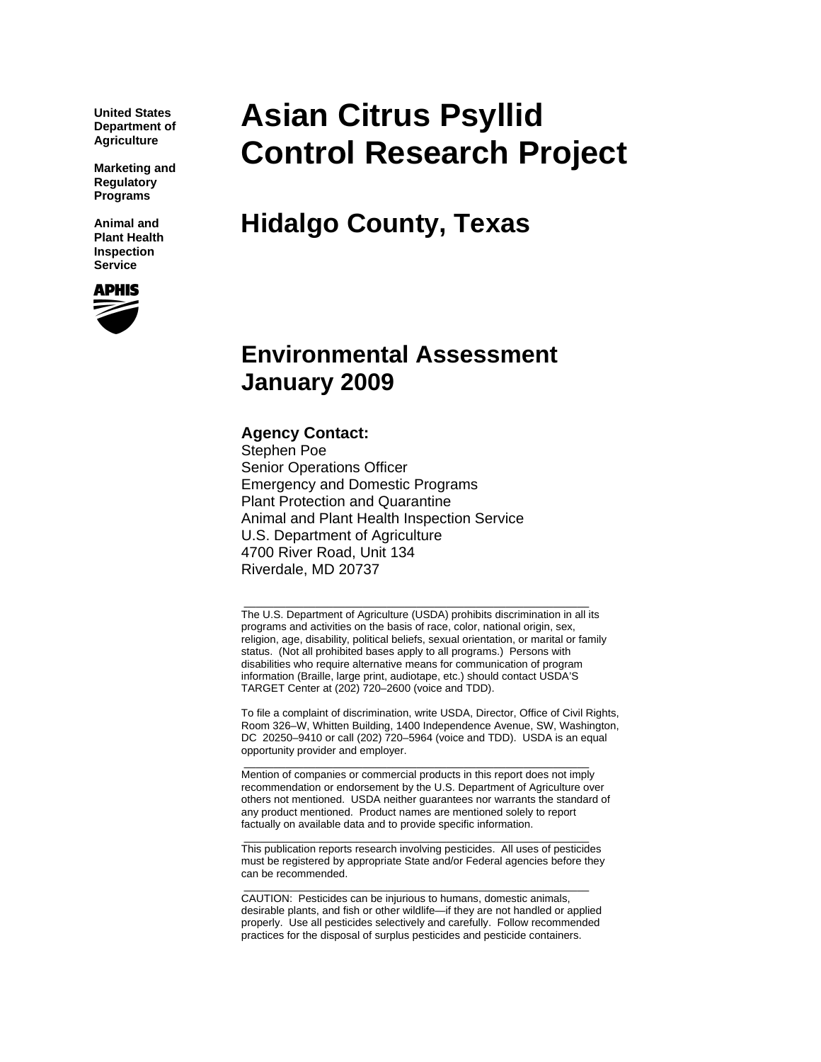United States Department of Agriculture

Marketing and Regulatory Programs

Animal and Plant Health Inspection Service

# Asian Citrus Psyllid Control Research Project

# Hidalgo County, Texas

## Environmental Assessment January 2009

**Agency Contact:**
Stephen Poe
Senior Operations Officer
Emergency and Domestic Programs
Plant Protection and Quarantine
Animal and Plant Health Inspection Service
U.S. Department of Agriculture
4700 River Road, Unit 134
Riverdale, MD 20737

---

The U.S. Department of Agriculture (USDA) prohibits discrimination in all its programs and activities on the basis of race, color, national origin, sex, religion, age, disability, political beliefs, sexual orientation, or marital or family status. (Not all prohibited bases apply to all programs.) Persons with disabilities who require alternative means for communication of program information (Braille, large print, audiotape, etc.) should contact USDA'S TARGET Center at (202) 720–2600 (voice and TDD).

To file a complaint of discrimination, write USDA, Director, Office of Civil Rights, Room 326–W, Whitten Building, 1400 Independence Avenue, SW, Washington, DC 20250–9410 or call (202) 720–5964 (voice and TDD). USDA is an equal opportunity provider and employer.

---

Mention of companies or commercial products in this report does not imply recommendation or endorsement by the U.S. Department of Agriculture over others not mentioned. USDA neither guarantees nor warrants the standard of any product mentioned. Product names are mentioned solely to report factually on available data and to provide specific information.

---

This publication reports research involving pesticides. All uses of pesticides must be registered by appropriate State and/or Federal agencies before they can be recommended.

---

CAUTION: Pesticides can be injurious to humans, domestic animals, desirable plants, and fish or other wildlife—if they are not handled or applied properly. Use all pesticides selectively and carefully. Follow recommended practices for the disposal of surplus pesticides and pesticide containers.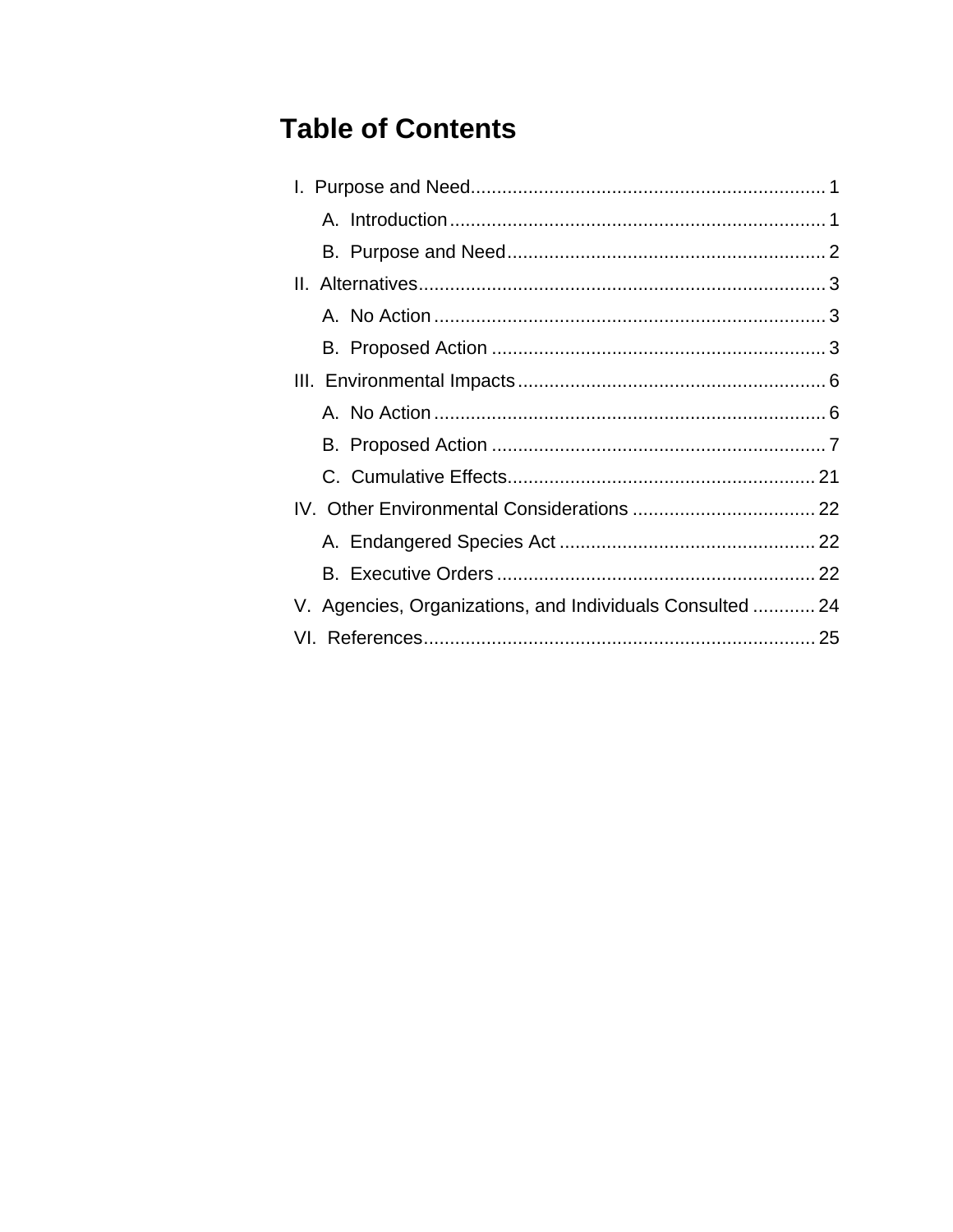# Table of Contents

I. Purpose and Need .................................................................... 1

- A. Introduction .................................................................... 1
- B. Purpose and Need .................................................................... 2

II. Alternatives .................................................................... 3

- A. No Action .................................................................... 3
- B. Proposed Action .................................................................... 3

III. Environmental Impacts .................................................................... 6

- A. No Action .................................................................... 6
- B. Proposed Action .................................................................... 7
- C. Cumulative Effects .................................................................... 21

IV. Other Environmental Considerations .................................................................... 22

- A. Endangered Species Act .................................................................... 22
- B. Executive Orders .................................................................... 22

V. Agencies, Organizations, and Individuals Consulted .................................................................... 24

VI. References .................................................................... 25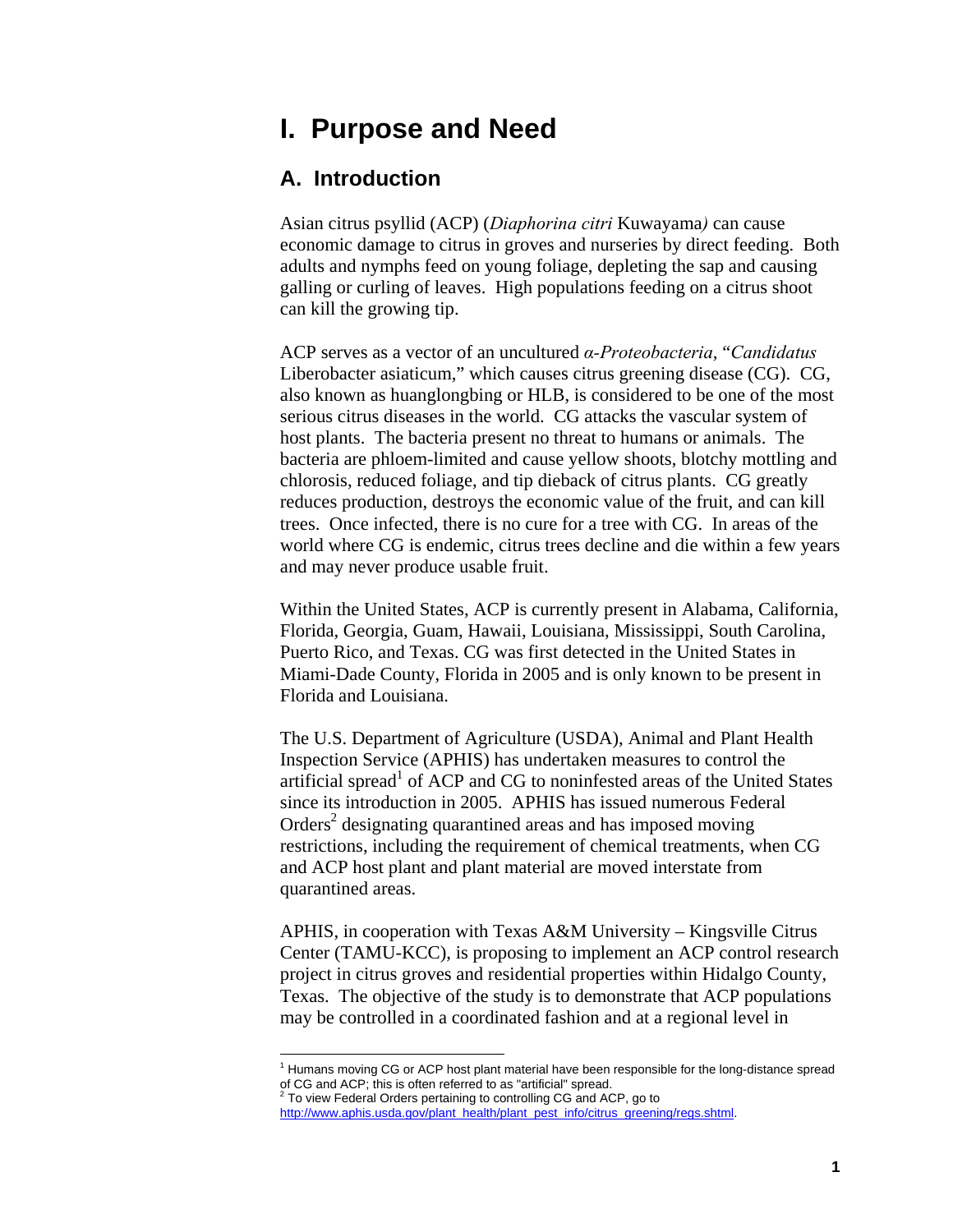# I. Purpose and Need

## A. Introduction

Asian citrus psyllid (ACP) (*Diaphorina citri* Kuwayama*)* can cause economic damage to citrus in groves and nurseries by direct feeding. Both adults and nymphs feed on young foliage, depleting the sap and causing galling or curling of leaves. High populations feeding on a citrus shoot can kill the growing tip.

ACP serves as a vector of an uncultured *α-Proteobacteria*, "*Candidatus* Liberobacter asiaticum," which causes citrus greening disease (CG). CG, also known as huanglongbing or HLB, is considered to be one of the most serious citrus diseases in the world. CG attacks the vascular system of host plants. The bacteria present no threat to humans or animals. The bacteria are phloem-limited and cause yellow shoots, blotchy mottling and chlorosis, reduced foliage, and tip dieback of citrus plants. CG greatly reduces production, destroys the economic value of the fruit, and can kill trees. Once infected, there is no cure for a tree with CG. In areas of the world where CG is endemic, citrus trees decline and die within a few years and may never produce usable fruit.

Within the United States, ACP is currently present in Alabama, California, Florida, Georgia, Guam, Hawaii, Louisiana, Mississippi, South Carolina, Puerto Rico, and Texas. CG was first detected in the United States in Miami-Dade County, Florida in 2005 and is only known to be present in Florida and Louisiana.

The U.S. Department of Agriculture (USDA), Animal and Plant Health Inspection Service (APHIS) has undertaken measures to control the artificial spread[1] of ACP and CG to noninfested areas of the United States since its introduction in 2005. APHIS has issued numerous Federal Orders[2] designating quarantined areas and has imposed moving restrictions, including the requirement of chemical treatments, when CG and ACP host plant and plant material are moved interstate from quarantined areas.

APHIS, in cooperation with Texas A&M University – Kingsville Citrus Center (TAMU-KCC), is proposing to implement an ACP control research project in citrus groves and residential properties within Hidalgo County, Texas. The objective of the study is to demonstrate that ACP populations may be controlled in a coordinated fashion and at a regional level in

[1] Humans moving CG or ACP host plant material have been responsible for the long-distance spread of CG and ACP; this is often referred to as "artificial" spread.

[2] To view Federal Orders pertaining to controlling CG and ACP, go to http://www.aphis.usda.gov/plant_health/plant_pest_info/citrus_greening/regs.shtml.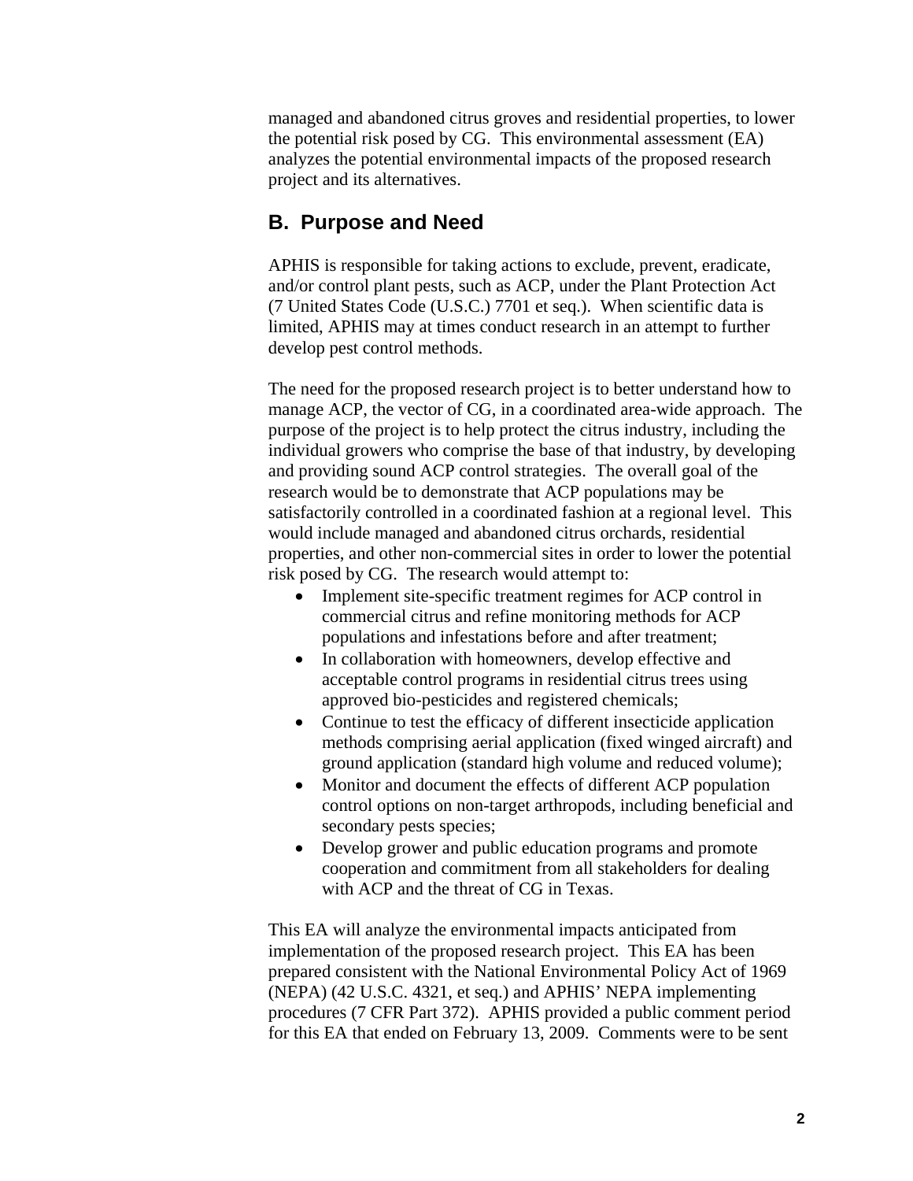managed and abandoned citrus groves and residential properties, to lower the potential risk posed by CG. This environmental assessment (EA) analyzes the potential environmental impacts of the proposed research project and its alternatives.

## B. Purpose and Need

APHIS is responsible for taking actions to exclude, prevent, eradicate, and/or control plant pests, such as ACP, under the Plant Protection Act (7 United States Code (U.S.C.) 7701 et seq.). When scientific data is limited, APHIS may at times conduct research in an attempt to further develop pest control methods.

The need for the proposed research project is to better understand how to manage ACP, the vector of CG, in a coordinated area-wide approach. The purpose of the project is to help protect the citrus industry, including the individual growers who comprise the base of that industry, by developing and providing sound ACP control strategies. The overall goal of the research would be to demonstrate that ACP populations may be satisfactorily controlled in a coordinated fashion at a regional level. This would include managed and abandoned citrus orchards, residential properties, and other non-commercial sites in order to lower the potential risk posed by CG. The research would attempt to:

- Implement site-specific treatment regimes for ACP control in commercial citrus and refine monitoring methods for ACP populations and infestations before and after treatment;
- In collaboration with homeowners, develop effective and acceptable control programs in residential citrus trees using approved bio-pesticides and registered chemicals;
- Continue to test the efficacy of different insecticide application methods comprising aerial application (fixed winged aircraft) and ground application (standard high volume and reduced volume);
- Monitor and document the effects of different ACP population control options on non-target arthropods, including beneficial and secondary pests species;
- Develop grower and public education programs and promote cooperation and commitment from all stakeholders for dealing with ACP and the threat of CG in Texas.

This EA will analyze the environmental impacts anticipated from implementation of the proposed research project. This EA has been prepared consistent with the National Environmental Policy Act of 1969 (NEPA) (42 U.S.C. 4321, et seq.) and APHIS' NEPA implementing procedures (7 CFR Part 372). APHIS provided a public comment period for this EA that ended on February 13, 2009. Comments were to be sent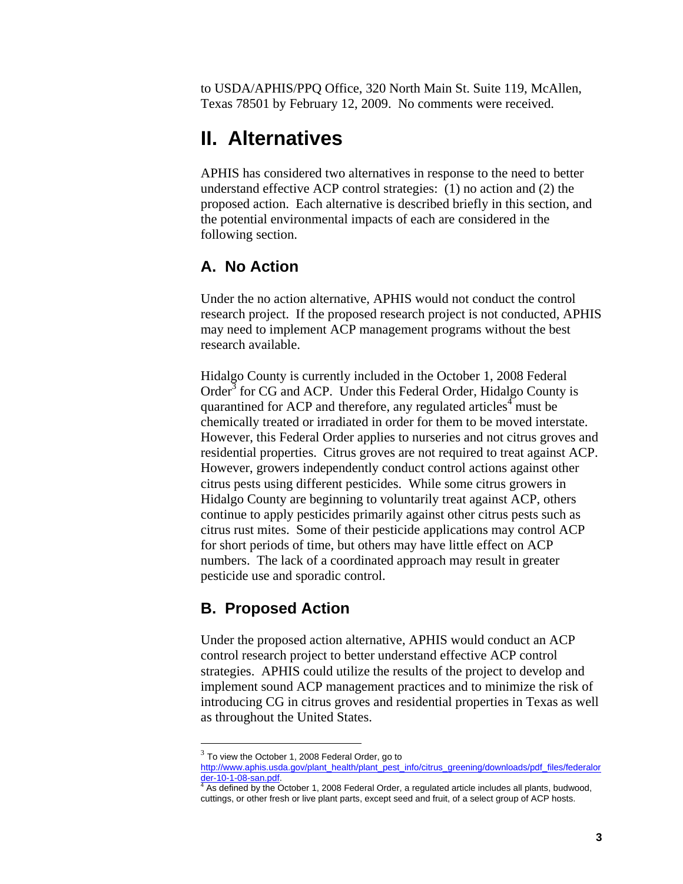to USDA/APHIS/PPQ Office, 320 North Main St. Suite 119, McAllen, Texas 78501 by February 12, 2009. No comments were received.

# II. Alternatives

APHIS has considered two alternatives in response to the need to better understand effective ACP control strategies: (1) no action and (2) the proposed action. Each alternative is described briefly in this section, and the potential environmental impacts of each are considered in the following section.

## A. No Action

Under the no action alternative, APHIS would not conduct the control research project. If the proposed research project is not conducted, APHIS may need to implement ACP management programs without the best research available.

Hidalgo County is currently included in the October 1, 2008 Federal Order[3] for CG and ACP. Under this Federal Order, Hidalgo County is quarantined for ACP and therefore, any regulated articles[4] must be chemically treated or irradiated in order for them to be moved interstate. However, this Federal Order applies to nurseries and not citrus groves and residential properties. Citrus groves are not required to treat against ACP. However, growers independently conduct control actions against other citrus pests using different pesticides. While some citrus growers in Hidalgo County are beginning to voluntarily treat against ACP, others continue to apply pesticides primarily against other citrus pests such as citrus rust mites. Some of their pesticide applications may control ACP for short periods of time, but others may have little effect on ACP numbers. The lack of a coordinated approach may result in greater pesticide use and sporadic control.

## B. Proposed Action

Under the proposed action alternative, APHIS would conduct an ACP control research project to better understand effective ACP control strategies. APHIS could utilize the results of the project to develop and implement sound ACP management practices and to minimize the risk of introducing CG in citrus groves and residential properties in Texas as well as throughout the United States.

---

[3] To view the October 1, 2008 Federal Order, go to http://www.aphis.usda.gov/plant_health/plant_pest_info/citrus_greening/downloads/pdf_files/federalorder-10-1-08-san.pdf.

[4] As defined by the October 1, 2008 Federal Order, a regulated article includes all plants, budwood, cuttings, or other fresh or live plant parts, except seed and fruit, of a select group of ACP hosts.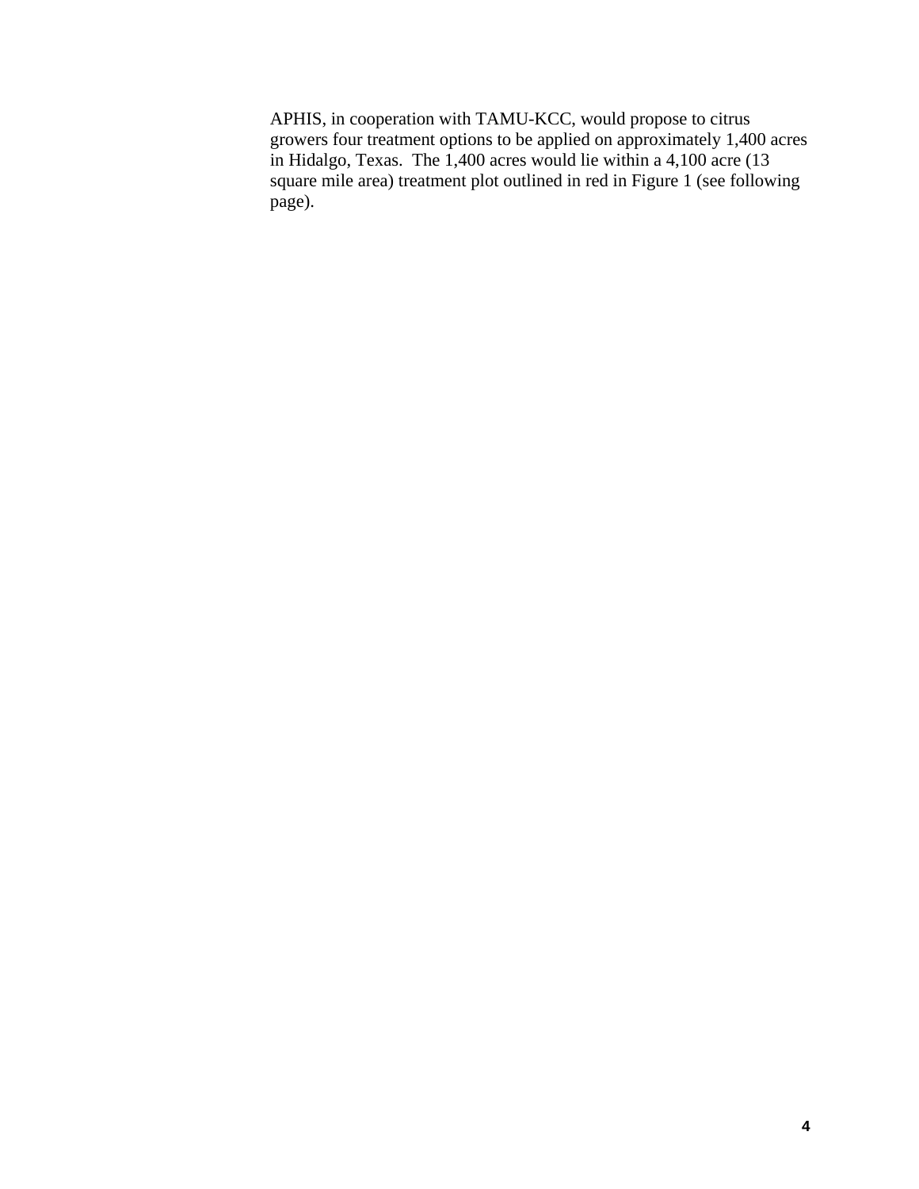APHIS, in cooperation with TAMU-KCC, would propose to citrus growers four treatment options to be applied on approximately 1,400 acres in Hidalgo, Texas. The 1,400 acres would lie within a 4,100 acre (13 square mile area) treatment plot outlined in red in Figure 1 (see following page).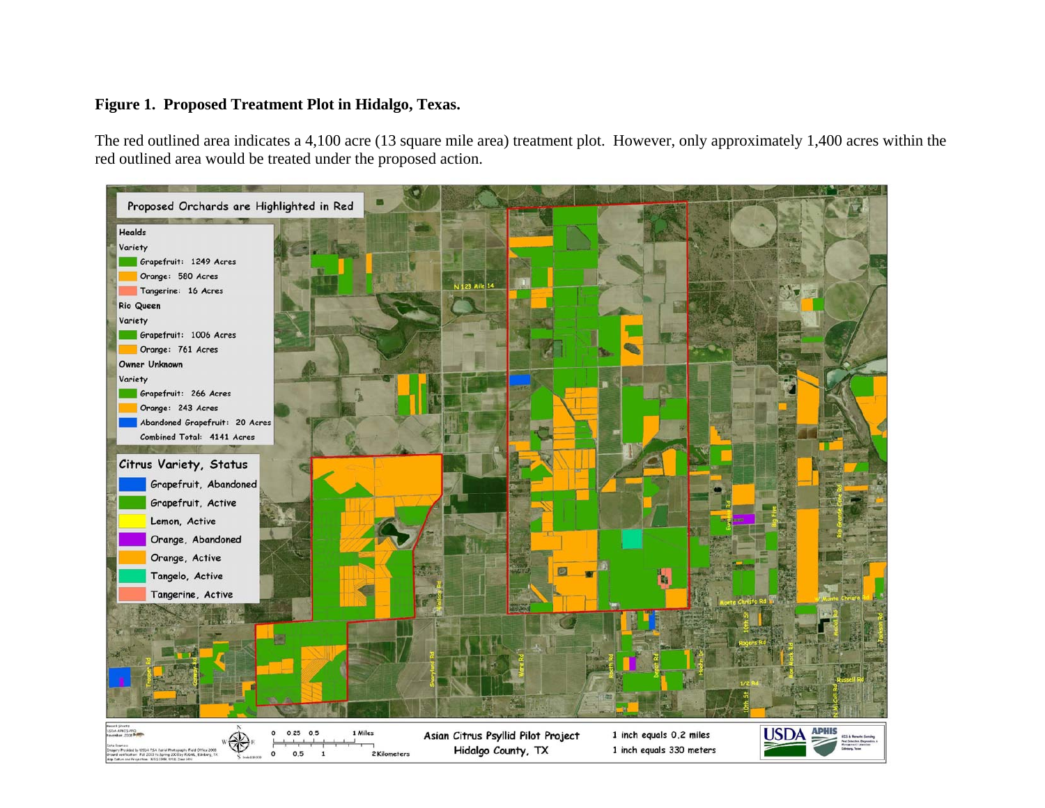**Figure 1. Proposed Treatment Plot in Hidalgo, Texas.**

The red outlined area indicates a 4,100 acre (13 square mile area) treatment plot. However, only approximately 1,400 acres within the red outlined area would be treated under the proposed action.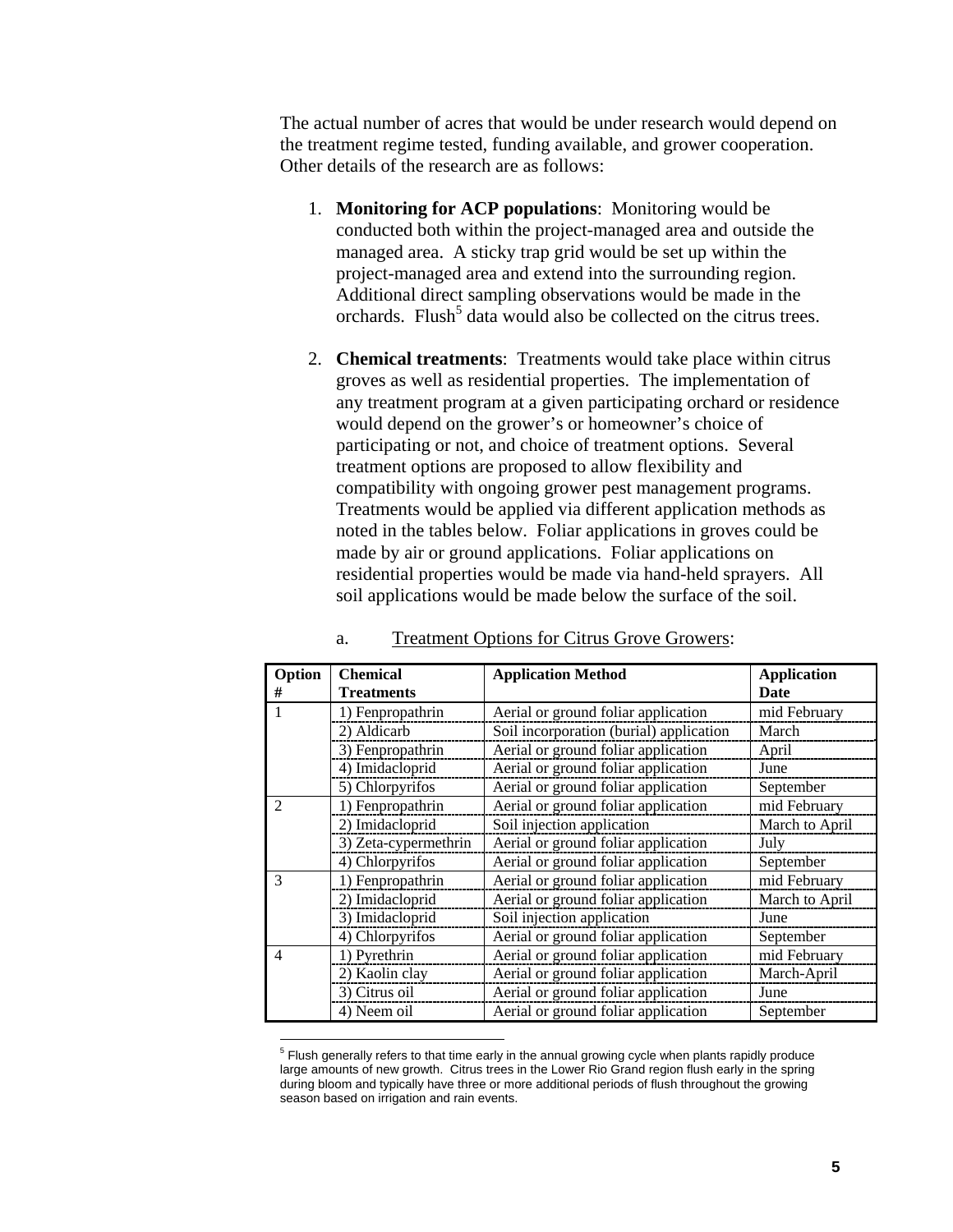The actual number of acres that would be under research would depend on the treatment regime tested, funding available, and grower cooperation. Other details of the research are as follows:

1. **Monitoring for ACP populations**: Monitoring would be conducted both within the project-managed area and outside the managed area. A sticky trap grid would be set up within the project-managed area and extend into the surrounding region. Additional direct sampling observations would be made in the orchards. Flush[5] data would also be collected on the citrus trees.

2. **Chemical treatments**: Treatments would take place within citrus groves as well as residential properties. The implementation of any treatment program at a given participating orchard or residence would depend on the grower's or homeowner's choice of participating or not, and choice of treatment options. Several treatment options are proposed to allow flexibility and compatibility with ongoing grower pest management programs. Treatments would be applied via different application methods as noted in the tables below. Foliar applications in groves could be made by air or ground applications. Foliar applications on residential properties would be made via hand-held sprayers. All soil applications would be made below the surface of the soil.

   a. Treatment Options for Citrus Grove Growers:

| Option # | Chemical Treatments | Application Method | Application Date |
|---|---|---|---|
| 1 | 1) Fenpropathrin | Aerial or ground foliar application | mid February |
| | 2) Aldicarb | Soil incorporation (burial) application | March |
| | 3) Fenpropathrin | Aerial or ground foliar application | April |
| | 4) Imidacloprid | Aerial or ground foliar application | June |
| | 5) Chlorpyrifos | Aerial or ground foliar application | September |
| 2 | 1) Fenpropathrin | Aerial or ground foliar application | mid February |
| | 2) Imidacloprid | Soil injection application | March to April |
| | 3) Zeta-cypermethrin | Aerial or ground foliar application | July |
| | 4) Chlorpyrifos | Aerial or ground foliar application | September |
| 3 | 1) Fenpropathrin | Aerial or ground foliar application | mid February |
| | 2) Imidacloprid | Aerial or ground foliar application | March to April |
| | 3) Imidacloprid | Soil injection application | June |
| | 4) Chlorpyrifos | Aerial or ground foliar application | September |
| 4 | 1) Pyrethrin | Aerial or ground foliar application | mid February |
| | 2) Kaolin clay | Aerial or ground foliar application | March-April |
| | 3) Citrus oil | Aerial or ground foliar application | June |
| | 4) Neem oil | Aerial or ground foliar application | September |

[5] Flush generally refers to that time early in the annual growing cycle when plants rapidly produce large amounts of new growth. Citrus trees in the Lower Rio Grand region flush early in the spring during bloom and typically have three or more additional periods of flush throughout the growing season based on irrigation and rain events.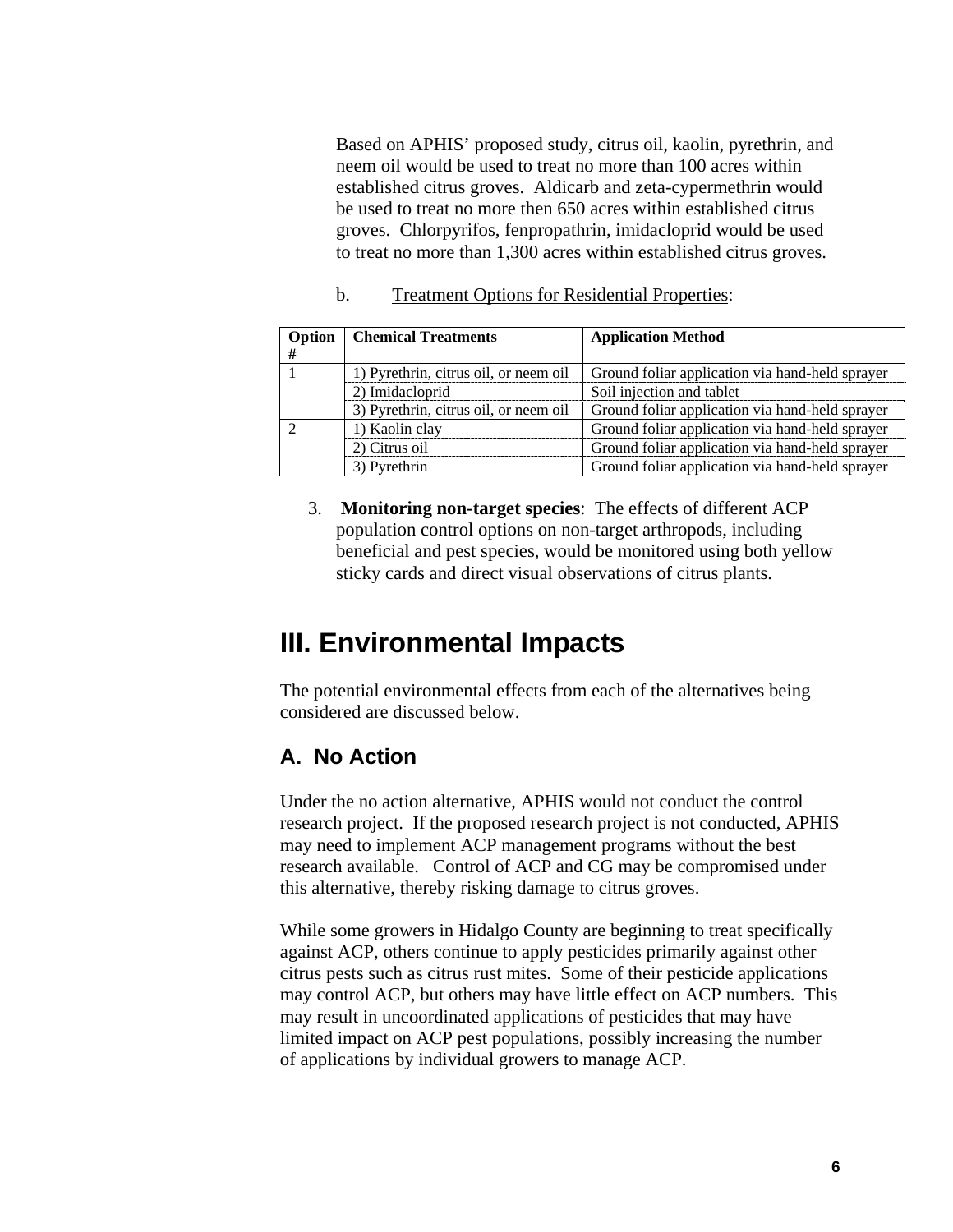Based on APHIS' proposed study, citrus oil, kaolin, pyrethrin, and neem oil would be used to treat no more than 100 acres within established citrus groves. Aldicarb and zeta-cypermethrin would be used to treat no more then 650 acres within established citrus groves. Chlorpyrifos, fenpropathrin, imidacloprid would be used to treat no more than 1,300 acres within established citrus groves.

b. Treatment Options for Residential Properties:

| Option # | Chemical Treatments | Application Method |
|---|---|---|
| 1 | 1) Pyrethrin, citrus oil, or neem oil | Ground foliar application via hand-held sprayer |
| | 2) Imidacloprid | Soil injection and tablet |
| | 3) Pyrethrin, citrus oil, or neem oil | Ground foliar application via hand-held sprayer |
| 2 | 1) Kaolin clay | Ground foliar application via hand-held sprayer |
| | 2) Citrus oil | Ground foliar application via hand-held sprayer |
| | 3) Pyrethrin | Ground foliar application via hand-held sprayer |

3. **Monitoring non-target species**: The effects of different ACP population control options on non-target arthropods, including beneficial and pest species, would be monitored using both yellow sticky cards and direct visual observations of citrus plants.

# III. Environmental Impacts

The potential environmental effects from each of the alternatives being considered are discussed below.

## A. No Action

Under the no action alternative, APHIS would not conduct the control research project. If the proposed research project is not conducted, APHIS may need to implement ACP management programs without the best research available. Control of ACP and CG may be compromised under this alternative, thereby risking damage to citrus groves.

While some growers in Hidalgo County are beginning to treat specifically against ACP, others continue to apply pesticides primarily against other citrus pests such as citrus rust mites. Some of their pesticide applications may control ACP, but others may have little effect on ACP numbers. This may result in uncoordinated applications of pesticides that may have limited impact on ACP pest populations, possibly increasing the number of applications by individual growers to manage ACP.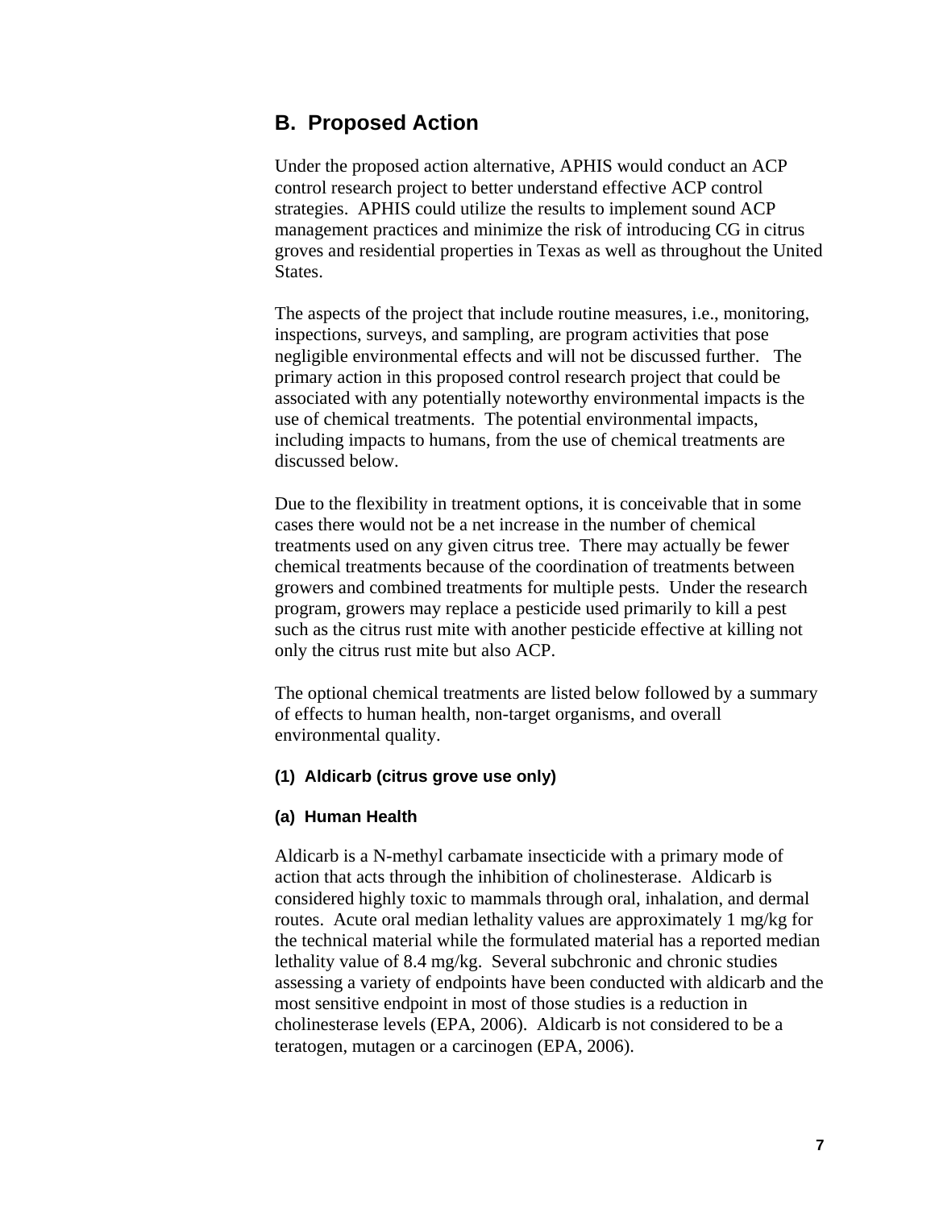## B. Proposed Action

Under the proposed action alternative, APHIS would conduct an ACP control research project to better understand effective ACP control strategies. APHIS could utilize the results to implement sound ACP management practices and minimize the risk of introducing CG in citrus groves and residential properties in Texas as well as throughout the United States.

The aspects of the project that include routine measures, i.e., monitoring, inspections, surveys, and sampling, are program activities that pose negligible environmental effects and will not be discussed further. The primary action in this proposed control research project that could be associated with any potentially noteworthy environmental impacts is the use of chemical treatments. The potential environmental impacts, including impacts to humans, from the use of chemical treatments are discussed below.

Due to the flexibility in treatment options, it is conceivable that in some cases there would not be a net increase in the number of chemical treatments used on any given citrus tree. There may actually be fewer chemical treatments because of the coordination of treatments between growers and combined treatments for multiple pests. Under the research program, growers may replace a pesticide used primarily to kill a pest such as the citrus rust mite with another pesticide effective at killing not only the citrus rust mite but also ACP.

The optional chemical treatments are listed below followed by a summary of effects to human health, non-target organisms, and overall environmental quality.

#### (1) Aldicarb (citrus grove use only)

#### (a) Human Health

Aldicarb is a N-methyl carbamate insecticide with a primary mode of action that acts through the inhibition of cholinesterase. Aldicarb is considered highly toxic to mammals through oral, inhalation, and dermal routes. Acute oral median lethality values are approximately 1 mg/kg for the technical material while the formulated material has a reported median lethality value of 8.4 mg/kg. Several subchronic and chronic studies assessing a variety of endpoints have been conducted with aldicarb and the most sensitive endpoint in most of those studies is a reduction in cholinesterase levels (EPA, 2006). Aldicarb is not considered to be a teratogen, mutagen or a carcinogen (EPA, 2006).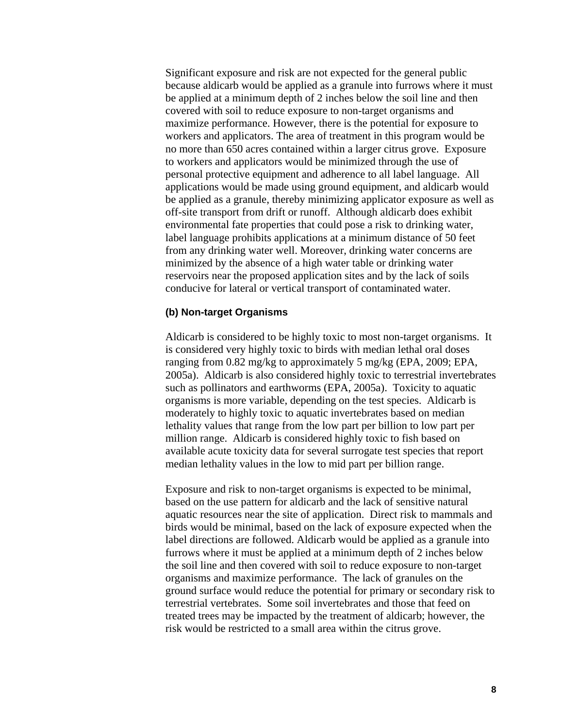Significant exposure and risk are not expected for the general public because aldicarb would be applied as a granule into furrows where it must be applied at a minimum depth of 2 inches below the soil line and then covered with soil to reduce exposure to non-target organisms and maximize performance. However, there is the potential for exposure to workers and applicators. The area of treatment in this program would be no more than 650 acres contained within a larger citrus grove. Exposure to workers and applicators would be minimized through the use of personal protective equipment and adherence to all label language. All applications would be made using ground equipment, and aldicarb would be applied as a granule, thereby minimizing applicator exposure as well as off-site transport from drift or runoff. Although aldicarb does exhibit environmental fate properties that could pose a risk to drinking water, label language prohibits applications at a minimum distance of 50 feet from any drinking water well. Moreover, drinking water concerns are minimized by the absence of a high water table or drinking water reservoirs near the proposed application sites and by the lack of soils conducive for lateral or vertical transport of contaminated water.

### (b) Non-target Organisms

Aldicarb is considered to be highly toxic to most non-target organisms. It is considered very highly toxic to birds with median lethal oral doses ranging from 0.82 mg/kg to approximately 5 mg/kg (EPA, 2009; EPA, 2005a). Aldicarb is also considered highly toxic to terrestrial invertebrates such as pollinators and earthworms (EPA, 2005a). Toxicity to aquatic organisms is more variable, depending on the test species. Aldicarb is moderately to highly toxic to aquatic invertebrates based on median lethality values that range from the low part per billion to low part per million range. Aldicarb is considered highly toxic to fish based on available acute toxicity data for several surrogate test species that report median lethality values in the low to mid part per billion range.

Exposure and risk to non-target organisms is expected to be minimal, based on the use pattern for aldicarb and the lack of sensitive natural aquatic resources near the site of application. Direct risk to mammals and birds would be minimal, based on the lack of exposure expected when the label directions are followed. Aldicarb would be applied as a granule into furrows where it must be applied at a minimum depth of 2 inches below the soil line and then covered with soil to reduce exposure to non-target organisms and maximize performance. The lack of granules on the ground surface would reduce the potential for primary or secondary risk to terrestrial vertebrates. Some soil invertebrates and those that feed on treated trees may be impacted by the treatment of aldicarb; however, the risk would be restricted to a small area within the citrus grove.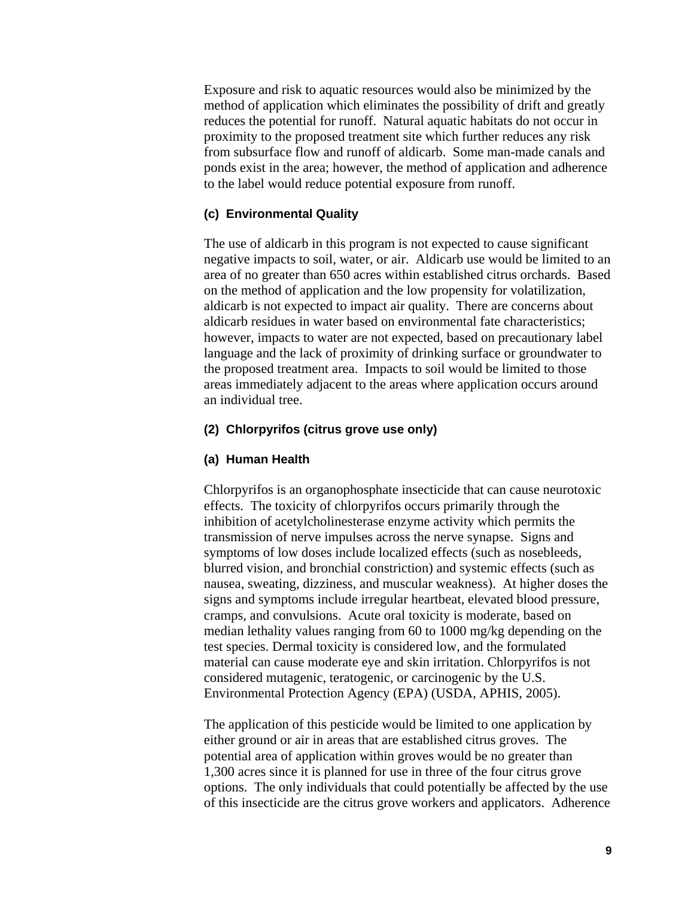Exposure and risk to aquatic resources would also be minimized by the method of application which eliminates the possibility of drift and greatly reduces the potential for runoff. Natural aquatic habitats do not occur in proximity to the proposed treatment site which further reduces any risk from subsurface flow and runoff of aldicarb. Some man-made canals and ponds exist in the area; however, the method of application and adherence to the label would reduce potential exposure from runoff.

#### (c) Environmental Quality

The use of aldicarb in this program is not expected to cause significant negative impacts to soil, water, or air. Aldicarb use would be limited to an area of no greater than 650 acres within established citrus orchards. Based on the method of application and the low propensity for volatilization, aldicarb is not expected to impact air quality. There are concerns about aldicarb residues in water based on environmental fate characteristics; however, impacts to water are not expected, based on precautionary label language and the lack of proximity of drinking surface or groundwater to the proposed treatment area. Impacts to soil would be limited to those areas immediately adjacent to the areas where application occurs around an individual tree.

### (2) Chlorpyrifos (citrus grove use only)

#### (a) Human Health

Chlorpyrifos is an organophosphate insecticide that can cause neurotoxic effects. The toxicity of chlorpyrifos occurs primarily through the inhibition of acetylcholinesterase enzyme activity which permits the transmission of nerve impulses across the nerve synapse. Signs and symptoms of low doses include localized effects (such as nosebleeds, blurred vision, and bronchial constriction) and systemic effects (such as nausea, sweating, dizziness, and muscular weakness). At higher doses the signs and symptoms include irregular heartbeat, elevated blood pressure, cramps, and convulsions. Acute oral toxicity is moderate, based on median lethality values ranging from 60 to 1000 mg/kg depending on the test species. Dermal toxicity is considered low, and the formulated material can cause moderate eye and skin irritation. Chlorpyrifos is not considered mutagenic, teratogenic, or carcinogenic by the U.S. Environmental Protection Agency (EPA) (USDA, APHIS, 2005).

The application of this pesticide would be limited to one application by either ground or air in areas that are established citrus groves. The potential area of application within groves would be no greater than 1,300 acres since it is planned for use in three of the four citrus grove options. The only individuals that could potentially be affected by the use of this insecticide are the citrus grove workers and applicators. Adherence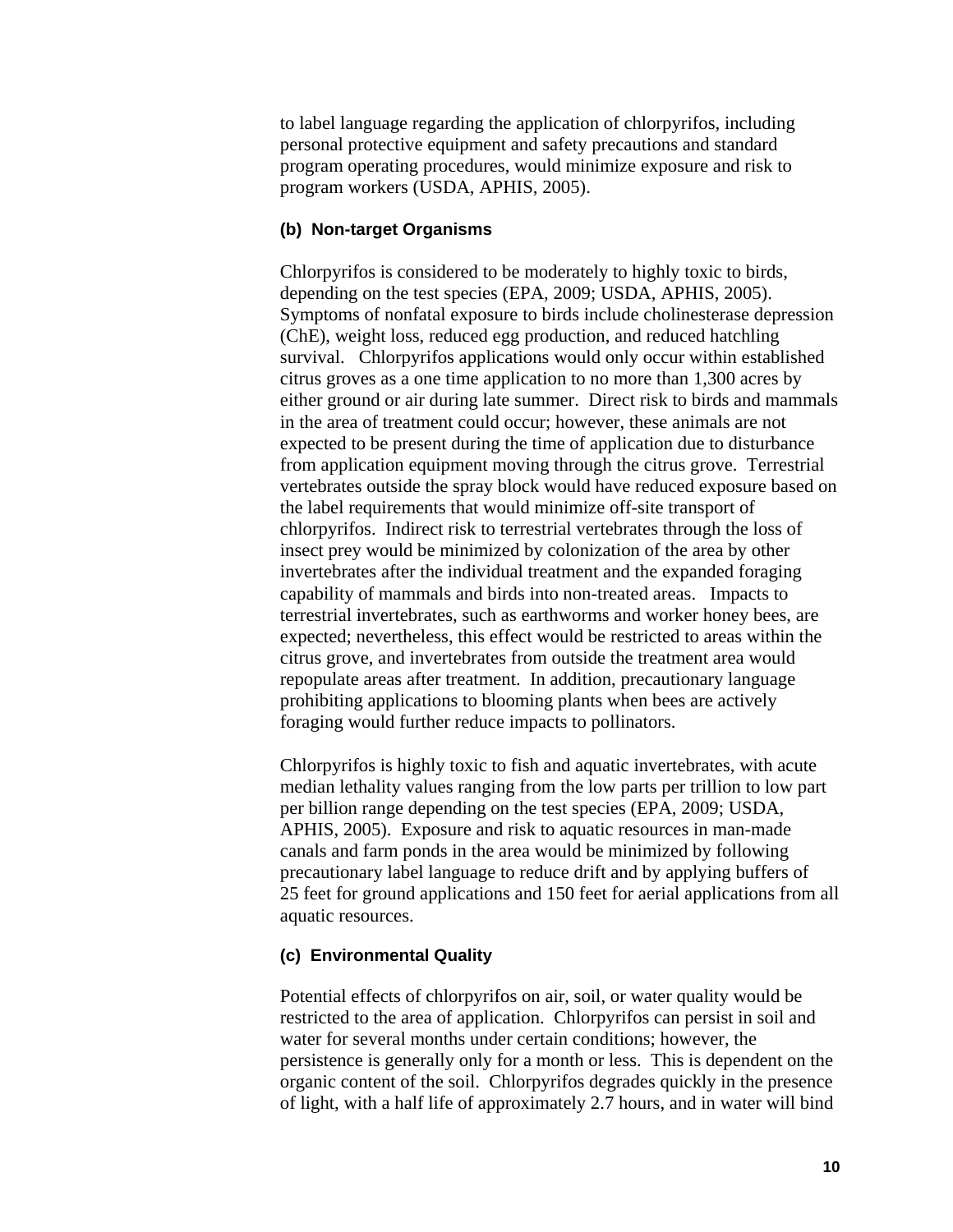to label language regarding the application of chlorpyrifos, including personal protective equipment and safety precautions and standard program operating procedures, would minimize exposure and risk to program workers (USDA, APHIS, 2005).

#### (b) Non-target Organisms

Chlorpyrifos is considered to be moderately to highly toxic to birds, depending on the test species (EPA, 2009; USDA, APHIS, 2005). Symptoms of nonfatal exposure to birds include cholinesterase depression (ChE), weight loss, reduced egg production, and reduced hatchling survival. Chlorpyrifos applications would only occur within established citrus groves as a one time application to no more than 1,300 acres by either ground or air during late summer. Direct risk to birds and mammals in the area of treatment could occur; however, these animals are not expected to be present during the time of application due to disturbance from application equipment moving through the citrus grove. Terrestrial vertebrates outside the spray block would have reduced exposure based on the label requirements that would minimize off-site transport of chlorpyrifos. Indirect risk to terrestrial vertebrates through the loss of insect prey would be minimized by colonization of the area by other invertebrates after the individual treatment and the expanded foraging capability of mammals and birds into non-treated areas. Impacts to terrestrial invertebrates, such as earthworms and worker honey bees, are expected; nevertheless, this effect would be restricted to areas within the citrus grove, and invertebrates from outside the treatment area would repopulate areas after treatment. In addition, precautionary language prohibiting applications to blooming plants when bees are actively foraging would further reduce impacts to pollinators.

Chlorpyrifos is highly toxic to fish and aquatic invertebrates, with acute median lethality values ranging from the low parts per trillion to low part per billion range depending on the test species (EPA, 2009; USDA, APHIS, 2005). Exposure and risk to aquatic resources in man-made canals and farm ponds in the area would be minimized by following precautionary label language to reduce drift and by applying buffers of 25 feet for ground applications and 150 feet for aerial applications from all aquatic resources.

#### (c) Environmental Quality

Potential effects of chlorpyrifos on air, soil, or water quality would be restricted to the area of application. Chlorpyrifos can persist in soil and water for several months under certain conditions; however, the persistence is generally only for a month or less. This is dependent on the organic content of the soil. Chlorpyrifos degrades quickly in the presence of light, with a half life of approximately 2.7 hours, and in water will bind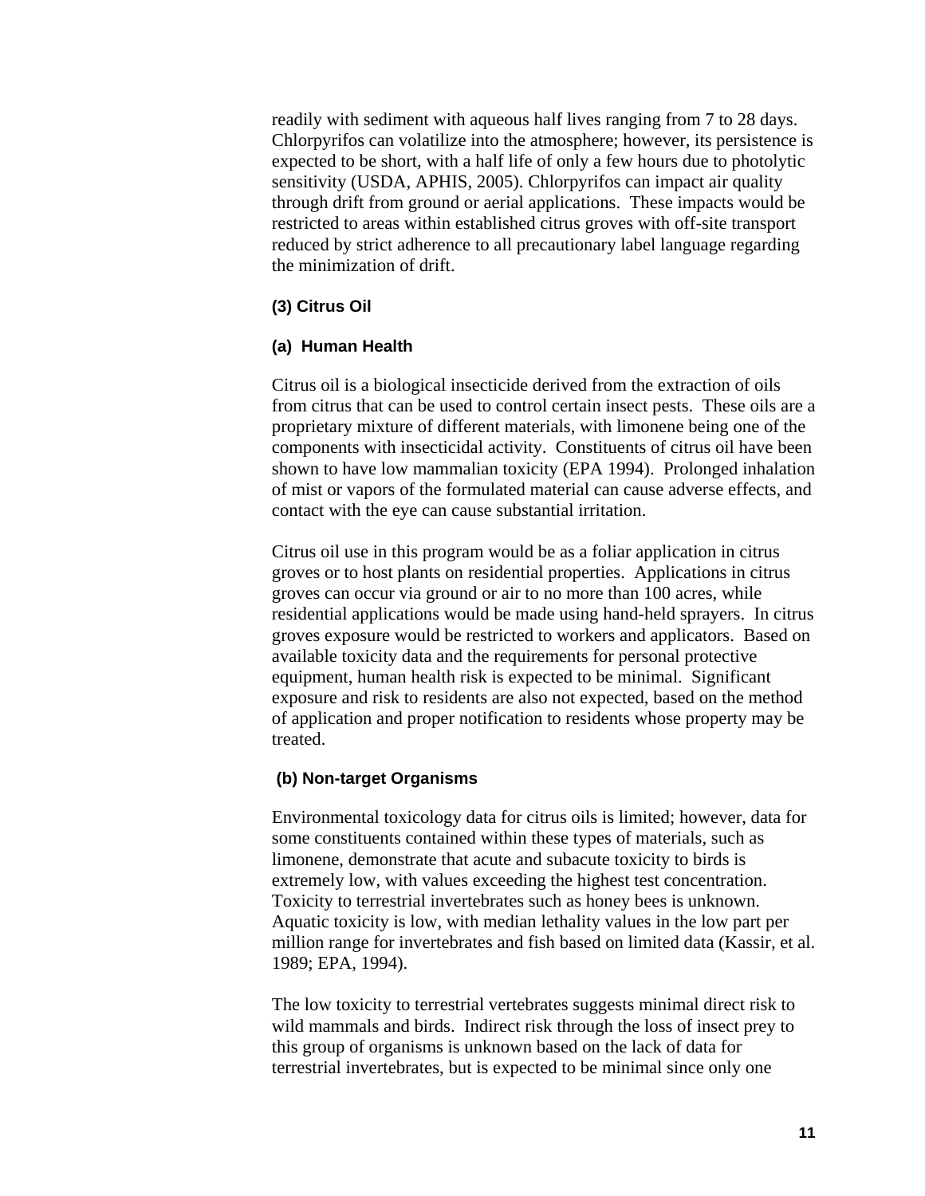readily with sediment with aqueous half lives ranging from 7 to 28 days. Chlorpyrifos can volatilize into the atmosphere; however, its persistence is expected to be short, with a half life of only a few hours due to photolytic sensitivity (USDA, APHIS, 2005). Chlorpyrifos can impact air quality through drift from ground or aerial applications. These impacts would be restricted to areas within established citrus groves with off-site transport reduced by strict adherence to all precautionary label language regarding the minimization of drift.

#### (3) Citrus Oil

##### (a) Human Health

Citrus oil is a biological insecticide derived from the extraction of oils from citrus that can be used to control certain insect pests. These oils are a proprietary mixture of different materials, with limonene being one of the components with insecticidal activity. Constituents of citrus oil have been shown to have low mammalian toxicity (EPA 1994). Prolonged inhalation of mist or vapors of the formulated material can cause adverse effects, and contact with the eye can cause substantial irritation.

Citrus oil use in this program would be as a foliar application in citrus groves or to host plants on residential properties. Applications in citrus groves can occur via ground or air to no more than 100 acres, while residential applications would be made using hand-held sprayers. In citrus groves exposure would be restricted to workers and applicators. Based on available toxicity data and the requirements for personal protective equipment, human health risk is expected to be minimal. Significant exposure and risk to residents are also not expected, based on the method of application and proper notification to residents whose property may be treated.

##### (b) Non-target Organisms

Environmental toxicology data for citrus oils is limited; however, data for some constituents contained within these types of materials, such as limonene, demonstrate that acute and subacute toxicity to birds is extremely low, with values exceeding the highest test concentration. Toxicity to terrestrial invertebrates such as honey bees is unknown. Aquatic toxicity is low, with median lethality values in the low part per million range for invertebrates and fish based on limited data (Kassir, et al. 1989; EPA, 1994).

The low toxicity to terrestrial vertebrates suggests minimal direct risk to wild mammals and birds. Indirect risk through the loss of insect prey to this group of organisms is unknown based on the lack of data for terrestrial invertebrates, but is expected to be minimal since only one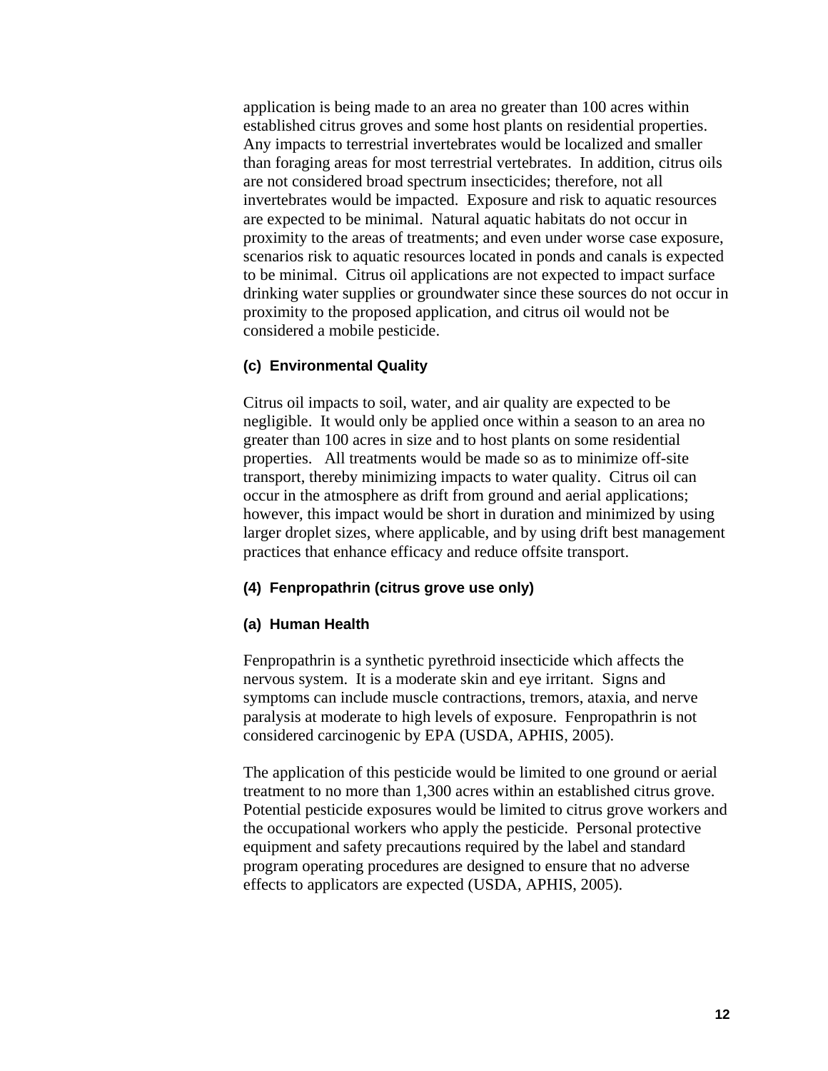application is being made to an area no greater than 100 acres within established citrus groves and some host plants on residential properties. Any impacts to terrestrial invertebrates would be localized and smaller than foraging areas for most terrestrial vertebrates. In addition, citrus oils are not considered broad spectrum insecticides; therefore, not all invertebrates would be impacted. Exposure and risk to aquatic resources are expected to be minimal. Natural aquatic habitats do not occur in proximity to the areas of treatments; and even under worse case exposure, scenarios risk to aquatic resources located in ponds and canals is expected to be minimal. Citrus oil applications are not expected to impact surface drinking water supplies or groundwater since these sources do not occur in proximity to the proposed application, and citrus oil would not be considered a mobile pesticide.

#### (c) Environmental Quality

Citrus oil impacts to soil, water, and air quality are expected to be negligible. It would only be applied once within a season to an area no greater than 100 acres in size and to host plants on some residential properties. All treatments would be made so as to minimize off-site transport, thereby minimizing impacts to water quality. Citrus oil can occur in the atmosphere as drift from ground and aerial applications; however, this impact would be short in duration and minimized by using larger droplet sizes, where applicable, and by using drift best management practices that enhance efficacy and reduce offsite transport.

### (4) Fenpropathrin (citrus grove use only)

#### (a) Human Health

Fenpropathrin is a synthetic pyrethroid insecticide which affects the nervous system. It is a moderate skin and eye irritant. Signs and symptoms can include muscle contractions, tremors, ataxia, and nerve paralysis at moderate to high levels of exposure. Fenpropathrin is not considered carcinogenic by EPA (USDA, APHIS, 2005).

The application of this pesticide would be limited to one ground or aerial treatment to no more than 1,300 acres within an established citrus grove. Potential pesticide exposures would be limited to citrus grove workers and the occupational workers who apply the pesticide. Personal protective equipment and safety precautions required by the label and standard program operating procedures are designed to ensure that no adverse effects to applicators are expected (USDA, APHIS, 2005).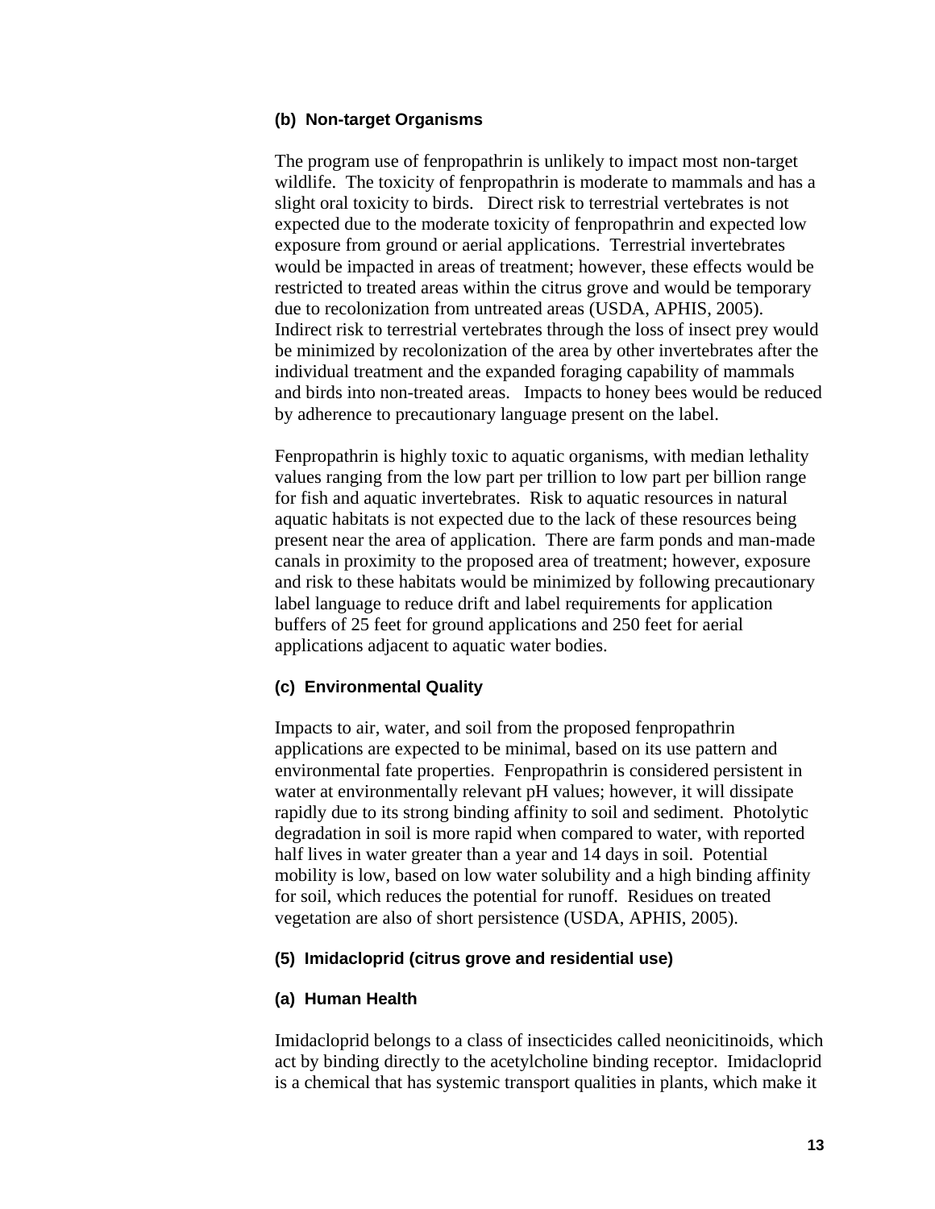#### (b) Non-target Organisms

The program use of fenpropathrin is unlikely to impact most non-target wildlife. The toxicity of fenpropathrin is moderate to mammals and has a slight oral toxicity to birds. Direct risk to terrestrial vertebrates is not expected due to the moderate toxicity of fenpropathrin and expected low exposure from ground or aerial applications. Terrestrial invertebrates would be impacted in areas of treatment; however, these effects would be restricted to treated areas within the citrus grove and would be temporary due to recolonization from untreated areas (USDA, APHIS, 2005). Indirect risk to terrestrial vertebrates through the loss of insect prey would be minimized by recolonization of the area by other invertebrates after the individual treatment and the expanded foraging capability of mammals and birds into non-treated areas. Impacts to honey bees would be reduced by adherence to precautionary language present on the label.

Fenpropathrin is highly toxic to aquatic organisms, with median lethality values ranging from the low part per trillion to low part per billion range for fish and aquatic invertebrates. Risk to aquatic resources in natural aquatic habitats is not expected due to the lack of these resources being present near the area of application. There are farm ponds and man-made canals in proximity to the proposed area of treatment; however, exposure and risk to these habitats would be minimized by following precautionary label language to reduce drift and label requirements for application buffers of 25 feet for ground applications and 250 feet for aerial applications adjacent to aquatic water bodies.

#### (c) Environmental Quality

Impacts to air, water, and soil from the proposed fenpropathrin applications are expected to be minimal, based on its use pattern and environmental fate properties. Fenpropathrin is considered persistent in water at environmentally relevant pH values; however, it will dissipate rapidly due to its strong binding affinity to soil and sediment. Photolytic degradation in soil is more rapid when compared to water, with reported half lives in water greater than a year and 14 days in soil. Potential mobility is low, based on low water solubility and a high binding affinity for soil, which reduces the potential for runoff. Residues on treated vegetation are also of short persistence (USDA, APHIS, 2005).

### (5) Imidacloprid (citrus grove and residential use)

#### (a) Human Health

Imidacloprid belongs to a class of insecticides called neonicitinoids, which act by binding directly to the acetylcholine binding receptor. Imidacloprid is a chemical that has systemic transport qualities in plants, which make it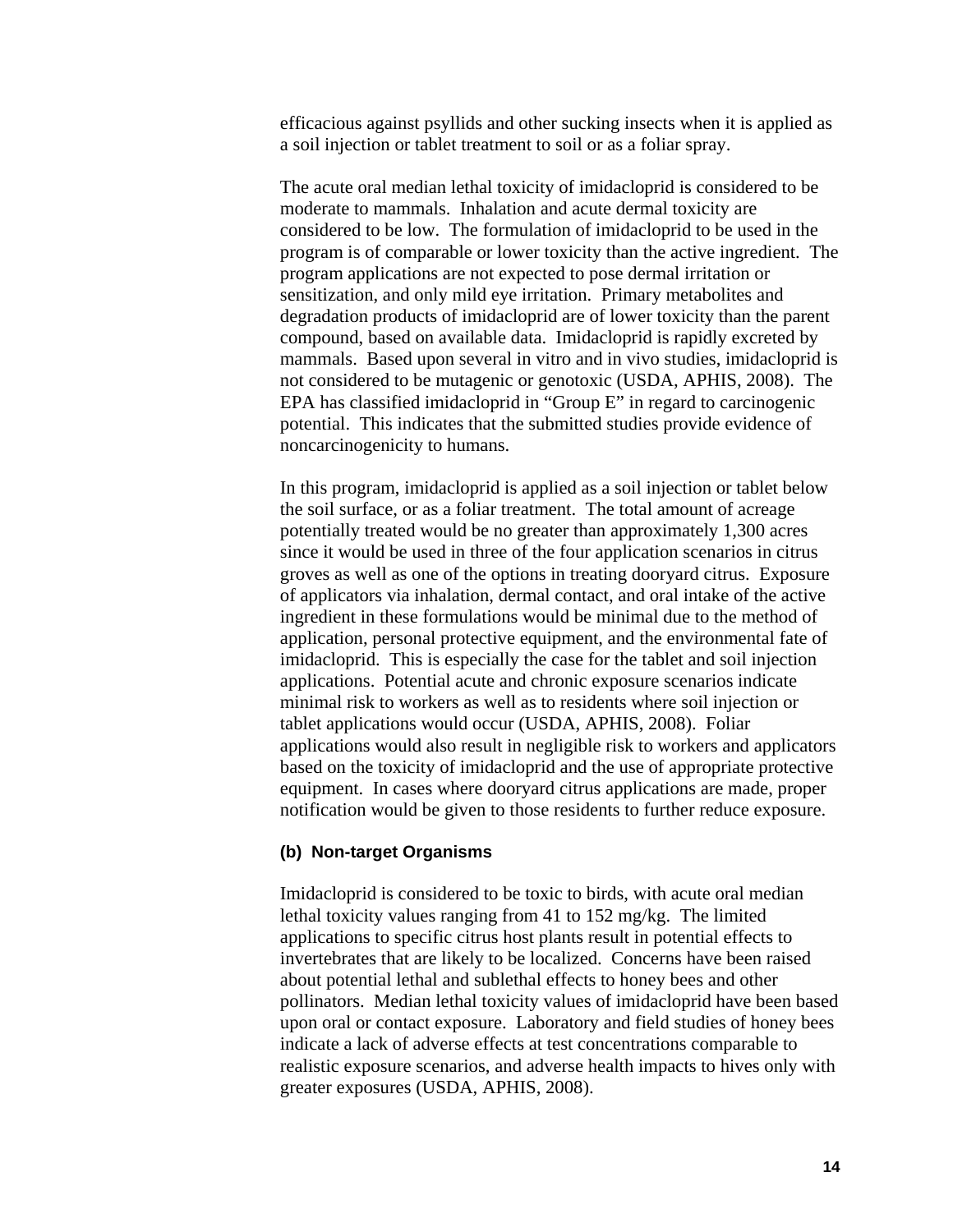efficacious against psyllids and other sucking insects when it is applied as a soil injection or tablet treatment to soil or as a foliar spray.

The acute oral median lethal toxicity of imidacloprid is considered to be moderate to mammals. Inhalation and acute dermal toxicity are considered to be low. The formulation of imidacloprid to be used in the program is of comparable or lower toxicity than the active ingredient. The program applications are not expected to pose dermal irritation or sensitization, and only mild eye irritation. Primary metabolites and degradation products of imidacloprid are of lower toxicity than the parent compound, based on available data. Imidacloprid is rapidly excreted by mammals. Based upon several in vitro and in vivo studies, imidacloprid is not considered to be mutagenic or genotoxic (USDA, APHIS, 2008). The EPA has classified imidacloprid in "Group E" in regard to carcinogenic potential. This indicates that the submitted studies provide evidence of noncarcinogenicity to humans.

In this program, imidacloprid is applied as a soil injection or tablet below the soil surface, or as a foliar treatment. The total amount of acreage potentially treated would be no greater than approximately 1,300 acres since it would be used in three of the four application scenarios in citrus groves as well as one of the options in treating dooryard citrus. Exposure of applicators via inhalation, dermal contact, and oral intake of the active ingredient in these formulations would be minimal due to the method of application, personal protective equipment, and the environmental fate of imidacloprid. This is especially the case for the tablet and soil injection applications. Potential acute and chronic exposure scenarios indicate minimal risk to workers as well as to residents where soil injection or tablet applications would occur (USDA, APHIS, 2008). Foliar applications would also result in negligible risk to workers and applicators based on the toxicity of imidacloprid and the use of appropriate protective equipment. In cases where dooryard citrus applications are made, proper notification would be given to those residents to further reduce exposure.

#### (b) Non-target Organisms

Imidacloprid is considered to be toxic to birds, with acute oral median lethal toxicity values ranging from 41 to 152 mg/kg. The limited applications to specific citrus host plants result in potential effects to invertebrates that are likely to be localized. Concerns have been raised about potential lethal and sublethal effects to honey bees and other pollinators. Median lethal toxicity values of imidacloprid have been based upon oral or contact exposure. Laboratory and field studies of honey bees indicate a lack of adverse effects at test concentrations comparable to realistic exposure scenarios, and adverse health impacts to hives only with greater exposures (USDA, APHIS, 2008).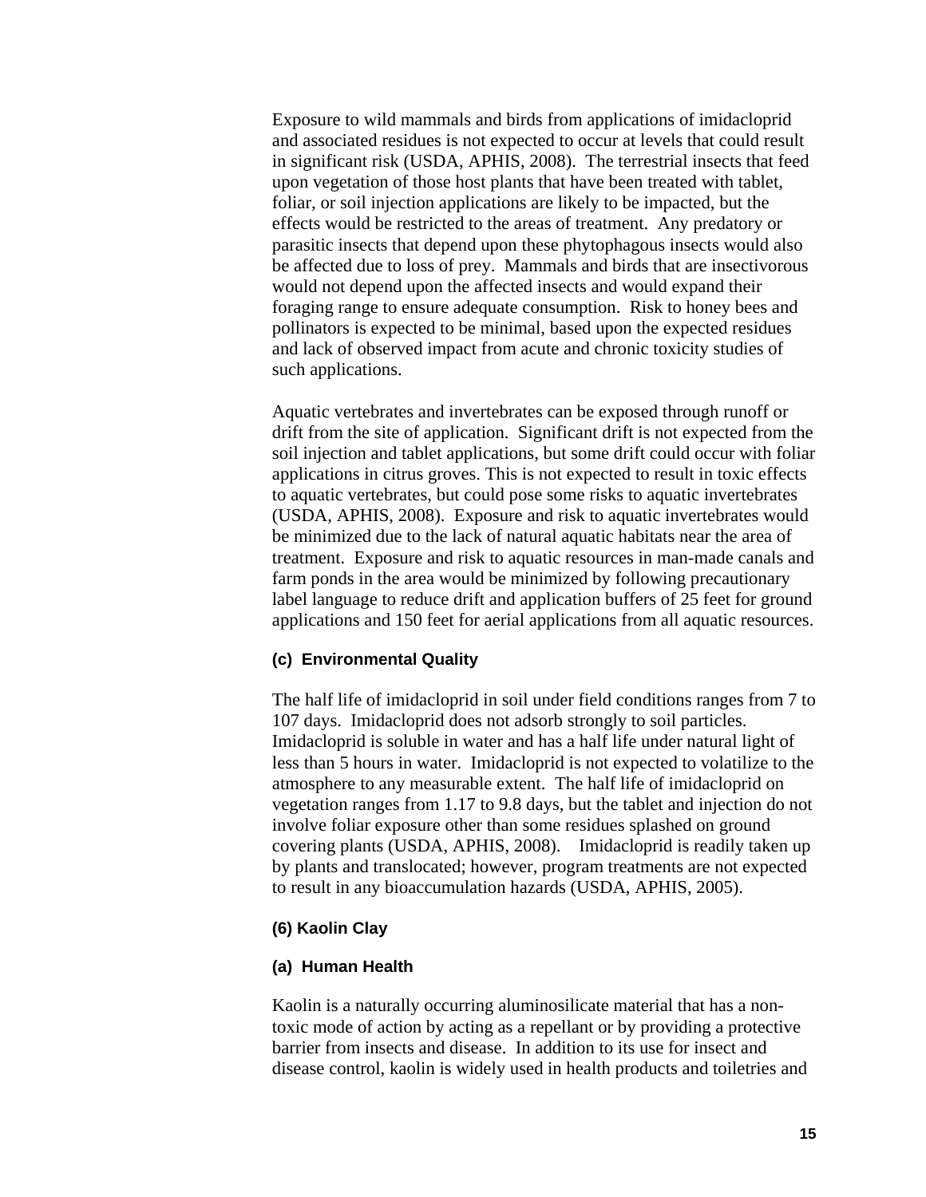Exposure to wild mammals and birds from applications of imidacloprid and associated residues is not expected to occur at levels that could result in significant risk (USDA, APHIS, 2008). The terrestrial insects that feed upon vegetation of those host plants that have been treated with tablet, foliar, or soil injection applications are likely to be impacted, but the effects would be restricted to the areas of treatment. Any predatory or parasitic insects that depend upon these phytophagous insects would also be affected due to loss of prey. Mammals and birds that are insectivorous would not depend upon the affected insects and would expand their foraging range to ensure adequate consumption. Risk to honey bees and pollinators is expected to be minimal, based upon the expected residues and lack of observed impact from acute and chronic toxicity studies of such applications.

Aquatic vertebrates and invertebrates can be exposed through runoff or drift from the site of application. Significant drift is not expected from the soil injection and tablet applications, but some drift could occur with foliar applications in citrus groves. This is not expected to result in toxic effects to aquatic vertebrates, but could pose some risks to aquatic invertebrates (USDA, APHIS, 2008). Exposure and risk to aquatic invertebrates would be minimized due to the lack of natural aquatic habitats near the area of treatment. Exposure and risk to aquatic resources in man-made canals and farm ponds in the area would be minimized by following precautionary label language to reduce drift and application buffers of 25 feet for ground applications and 150 feet for aerial applications from all aquatic resources.

#### (c) Environmental Quality

The half life of imidacloprid in soil under field conditions ranges from 7 to 107 days. Imidacloprid does not adsorb strongly to soil particles. Imidacloprid is soluble in water and has a half life under natural light of less than 5 hours in water. Imidacloprid is not expected to volatilize to the atmosphere to any measurable extent. The half life of imidacloprid on vegetation ranges from 1.17 to 9.8 days, but the tablet and injection do not involve foliar exposure other than some residues splashed on ground covering plants (USDA, APHIS, 2008). Imidacloprid is readily taken up by plants and translocated; however, program treatments are not expected to result in any bioaccumulation hazards (USDA, APHIS, 2005).

### (6) Kaolin Clay

#### (a) Human Health

Kaolin is a naturally occurring aluminosilicate material that has a non-toxic mode of action by acting as a repellant or by providing a protective barrier from insects and disease. In addition to its use for insect and disease control, kaolin is widely used in health products and toiletries and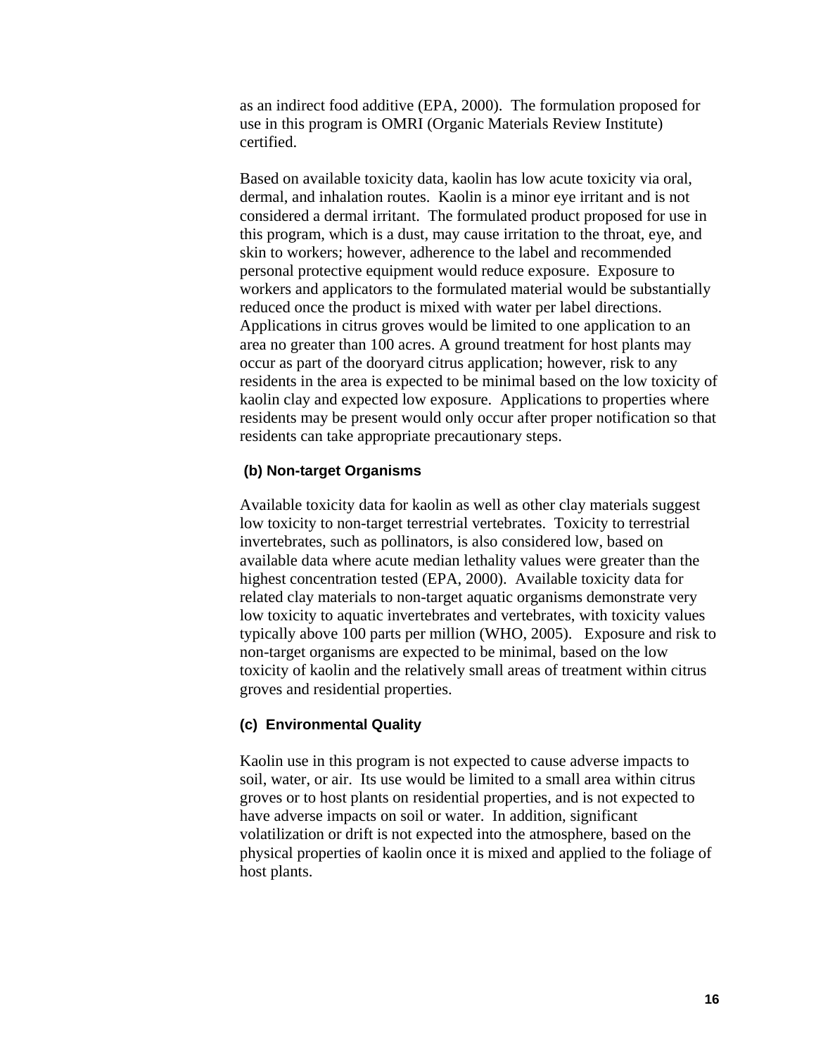as an indirect food additive (EPA, 2000). The formulation proposed for use in this program is OMRI (Organic Materials Review Institute) certified.

Based on available toxicity data, kaolin has low acute toxicity via oral, dermal, and inhalation routes. Kaolin is a minor eye irritant and is not considered a dermal irritant. The formulated product proposed for use in this program, which is a dust, may cause irritation to the throat, eye, and skin to workers; however, adherence to the label and recommended personal protective equipment would reduce exposure. Exposure to workers and applicators to the formulated material would be substantially reduced once the product is mixed with water per label directions. Applications in citrus groves would be limited to one application to an area no greater than 100 acres. A ground treatment for host plants may occur as part of the dooryard citrus application; however, risk to any residents in the area is expected to be minimal based on the low toxicity of kaolin clay and expected low exposure. Applications to properties where residents may be present would only occur after proper notification so that residents can take appropriate precautionary steps.

#### (b) Non-target Organisms

Available toxicity data for kaolin as well as other clay materials suggest low toxicity to non-target terrestrial vertebrates. Toxicity to terrestrial invertebrates, such as pollinators, is also considered low, based on available data where acute median lethality values were greater than the highest concentration tested (EPA, 2000). Available toxicity data for related clay materials to non-target aquatic organisms demonstrate very low toxicity to aquatic invertebrates and vertebrates, with toxicity values typically above 100 parts per million (WHO, 2005). Exposure and risk to non-target organisms are expected to be minimal, based on the low toxicity of kaolin and the relatively small areas of treatment within citrus groves and residential properties.

#### (c) Environmental Quality

Kaolin use in this program is not expected to cause adverse impacts to soil, water, or air. Its use would be limited to a small area within citrus groves or to host plants on residential properties, and is not expected to have adverse impacts on soil or water. In addition, significant volatilization or drift is not expected into the atmosphere, based on the physical properties of kaolin once it is mixed and applied to the foliage of host plants.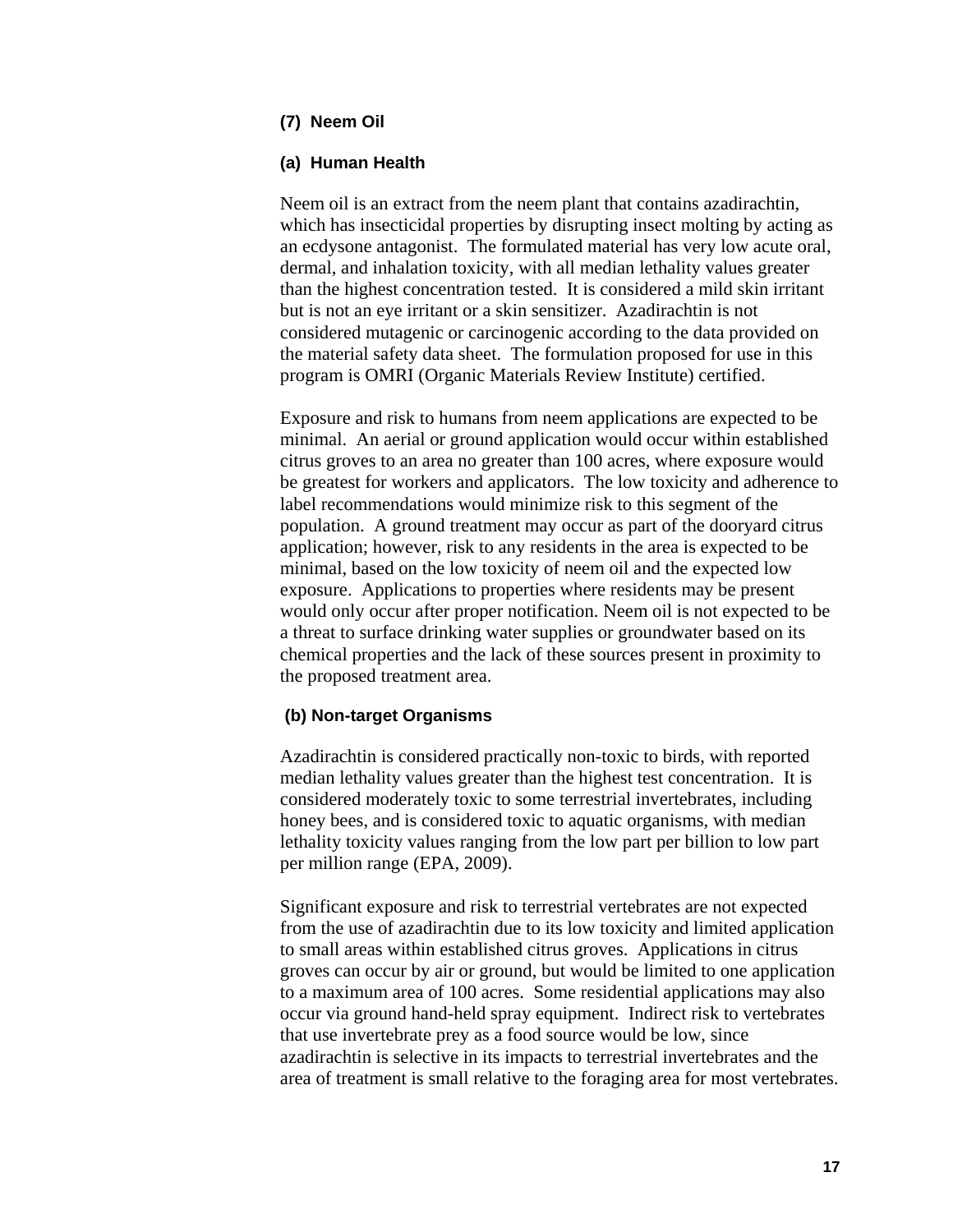### (7) Neem Oil

#### (a) Human Health

Neem oil is an extract from the neem plant that contains azadirachtin, which has insecticidal properties by disrupting insect molting by acting as an ecdysone antagonist. The formulated material has very low acute oral, dermal, and inhalation toxicity, with all median lethality values greater than the highest concentration tested. It is considered a mild skin irritant but is not an eye irritant or a skin sensitizer. Azadirachtin is not considered mutagenic or carcinogenic according to the data provided on the material safety data sheet. The formulation proposed for use in this program is OMRI (Organic Materials Review Institute) certified.

Exposure and risk to humans from neem applications are expected to be minimal. An aerial or ground application would occur within established citrus groves to an area no greater than 100 acres, where exposure would be greatest for workers and applicators. The low toxicity and adherence to label recommendations would minimize risk to this segment of the population. A ground treatment may occur as part of the dooryard citrus application; however, risk to any residents in the area is expected to be minimal, based on the low toxicity of neem oil and the expected low exposure. Applications to properties where residents may be present would only occur after proper notification. Neem oil is not expected to be a threat to surface drinking water supplies or groundwater based on its chemical properties and the lack of these sources present in proximity to the proposed treatment area.

#### (b) Non-target Organisms

Azadirachtin is considered practically non-toxic to birds, with reported median lethality values greater than the highest test concentration. It is considered moderately toxic to some terrestrial invertebrates, including honey bees, and is considered toxic to aquatic organisms, with median lethality toxicity values ranging from the low part per billion to low part per million range (EPA, 2009).

Significant exposure and risk to terrestrial vertebrates are not expected from the use of azadirachtin due to its low toxicity and limited application to small areas within established citrus groves. Applications in citrus groves can occur by air or ground, but would be limited to one application to a maximum area of 100 acres. Some residential applications may also occur via ground hand-held spray equipment. Indirect risk to vertebrates that use invertebrate prey as a food source would be low, since azadirachtin is selective in its impacts to terrestrial invertebrates and the area of treatment is small relative to the foraging area for most vertebrates.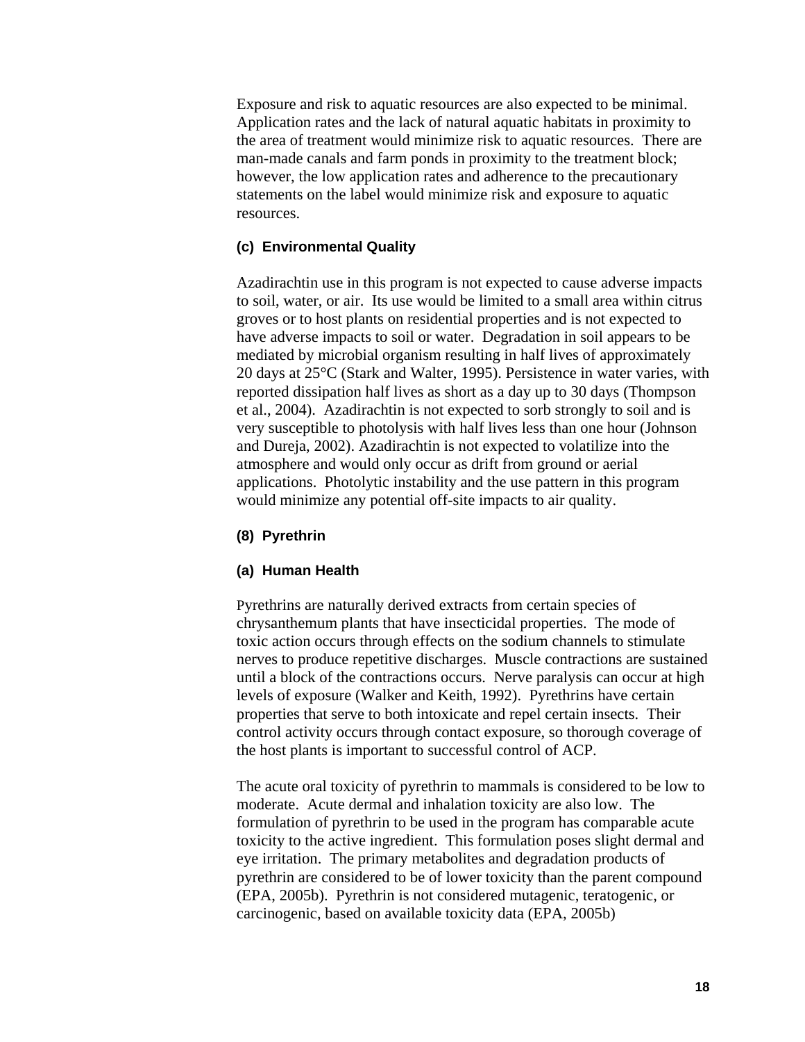Exposure and risk to aquatic resources are also expected to be minimal. Application rates and the lack of natural aquatic habitats in proximity to the area of treatment would minimize risk to aquatic resources. There are man-made canals and farm ponds in proximity to the treatment block; however, the low application rates and adherence to the precautionary statements on the label would minimize risk and exposure to aquatic resources.

#### (c) Environmental Quality

Azadirachtin use in this program is not expected to cause adverse impacts to soil, water, or air. Its use would be limited to a small area within citrus groves or to host plants on residential properties and is not expected to have adverse impacts to soil or water. Degradation in soil appears to be mediated by microbial organism resulting in half lives of approximately 20 days at 25°C (Stark and Walter, 1995). Persistence in water varies, with reported dissipation half lives as short as a day up to 30 days (Thompson et al., 2004). Azadirachtin is not expected to sorb strongly to soil and is very susceptible to photolysis with half lives less than one hour (Johnson and Dureja, 2002). Azadirachtin is not expected to volatilize into the atmosphere and would only occur as drift from ground or aerial applications. Photolytic instability and the use pattern in this program would minimize any potential off-site impacts to air quality.

### (8) Pyrethrin

#### (a) Human Health

Pyrethrins are naturally derived extracts from certain species of chrysanthemum plants that have insecticidal properties. The mode of toxic action occurs through effects on the sodium channels to stimulate nerves to produce repetitive discharges. Muscle contractions are sustained until a block of the contractions occurs. Nerve paralysis can occur at high levels of exposure (Walker and Keith, 1992). Pyrethrins have certain properties that serve to both intoxicate and repel certain insects. Their control activity occurs through contact exposure, so thorough coverage of the host plants is important to successful control of ACP.

The acute oral toxicity of pyrethrin to mammals is considered to be low to moderate. Acute dermal and inhalation toxicity are also low. The formulation of pyrethrin to be used in the program has comparable acute toxicity to the active ingredient. This formulation poses slight dermal and eye irritation. The primary metabolites and degradation products of pyrethrin are considered to be of lower toxicity than the parent compound (EPA, 2005b). Pyrethrin is not considered mutagenic, teratogenic, or carcinogenic, based on available toxicity data (EPA, 2005b)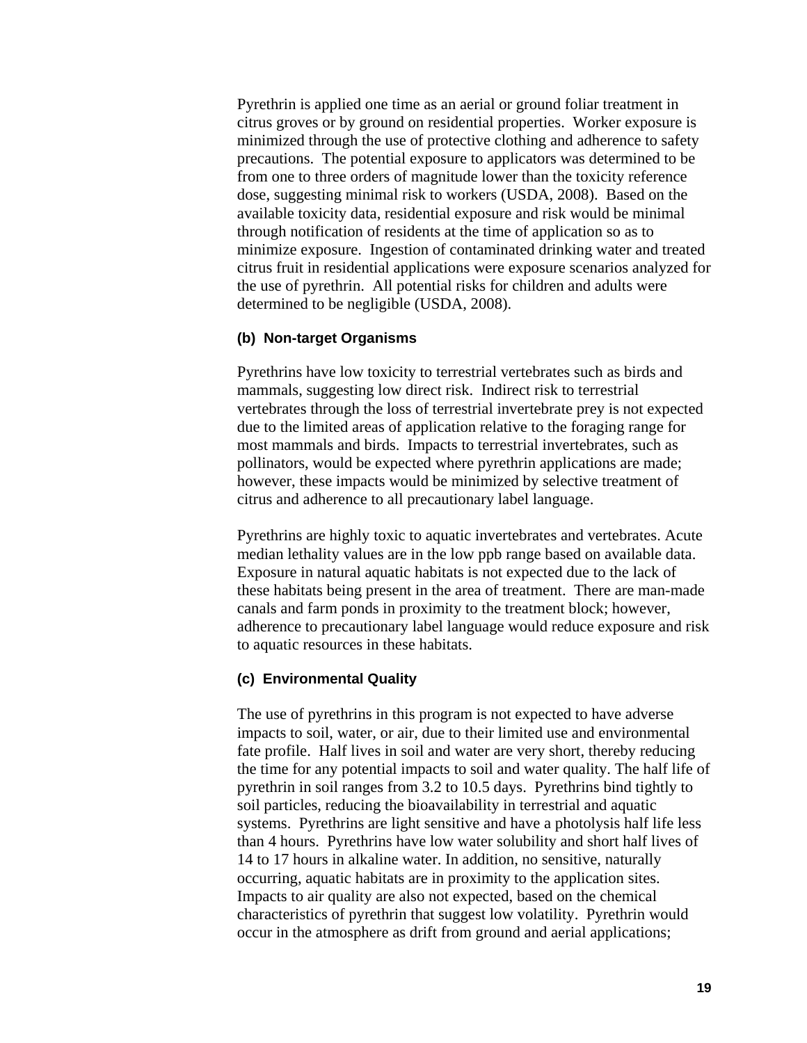Pyrethrin is applied one time as an aerial or ground foliar treatment in citrus groves or by ground on residential properties. Worker exposure is minimized through the use of protective clothing and adherence to safety precautions. The potential exposure to applicators was determined to be from one to three orders of magnitude lower than the toxicity reference dose, suggesting minimal risk to workers (USDA, 2008). Based on the available toxicity data, residential exposure and risk would be minimal through notification of residents at the time of application so as to minimize exposure. Ingestion of contaminated drinking water and treated citrus fruit in residential applications were exposure scenarios analyzed for the use of pyrethrin. All potential risks for children and adults were determined to be negligible (USDA, 2008).

#### (b) Non-target Organisms

Pyrethrins have low toxicity to terrestrial vertebrates such as birds and mammals, suggesting low direct risk. Indirect risk to terrestrial vertebrates through the loss of terrestrial invertebrate prey is not expected due to the limited areas of application relative to the foraging range for most mammals and birds. Impacts to terrestrial invertebrates, such as pollinators, would be expected where pyrethrin applications are made; however, these impacts would be minimized by selective treatment of citrus and adherence to all precautionary label language.

Pyrethrins are highly toxic to aquatic invertebrates and vertebrates. Acute median lethality values are in the low ppb range based on available data. Exposure in natural aquatic habitats is not expected due to the lack of these habitats being present in the area of treatment. There are man-made canals and farm ponds in proximity to the treatment block; however, adherence to precautionary label language would reduce exposure and risk to aquatic resources in these habitats.

#### (c) Environmental Quality

The use of pyrethrins in this program is not expected to have adverse impacts to soil, water, or air, due to their limited use and environmental fate profile. Half lives in soil and water are very short, thereby reducing the time for any potential impacts to soil and water quality. The half life of pyrethrin in soil ranges from 3.2 to 10.5 days. Pyrethrins bind tightly to soil particles, reducing the bioavailability in terrestrial and aquatic systems. Pyrethrins are light sensitive and have a photolysis half life less than 4 hours. Pyrethrins have low water solubility and short half lives of 14 to 17 hours in alkaline water. In addition, no sensitive, naturally occurring, aquatic habitats are in proximity to the application sites. Impacts to air quality are also not expected, based on the chemical characteristics of pyrethrin that suggest low volatility. Pyrethrin would occur in the atmosphere as drift from ground and aerial applications;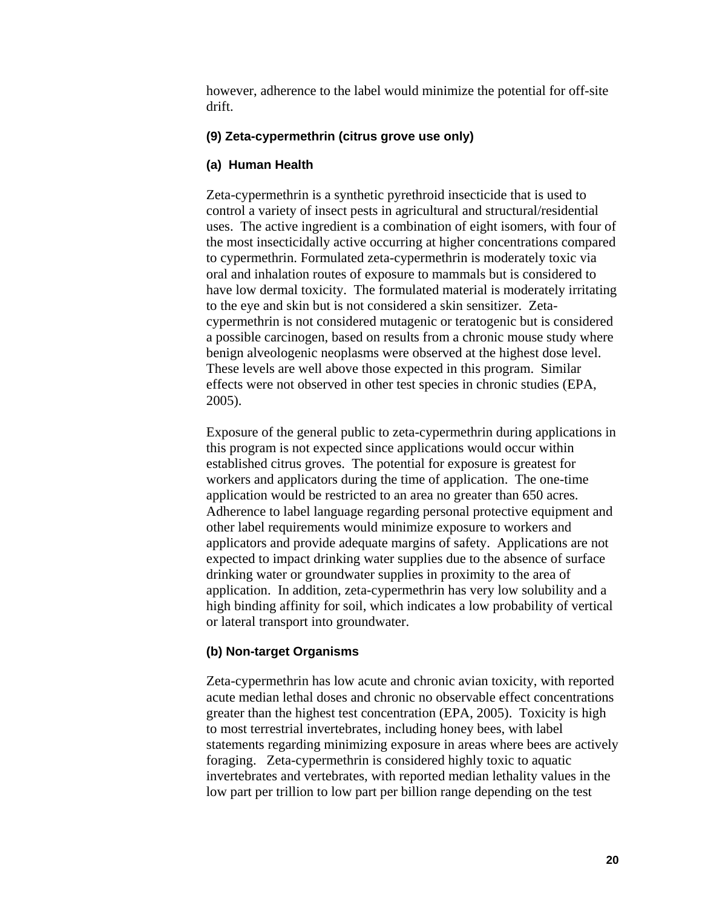however, adherence to the label would minimize the potential for off-site drift.

### (9) Zeta-cypermethrin (citrus grove use only)

#### (a) Human Health

Zeta-cypermethrin is a synthetic pyrethroid insecticide that is used to control a variety of insect pests in agricultural and structural/residential uses. The active ingredient is a combination of eight isomers, with four of the most insecticidally active occurring at higher concentrations compared to cypermethrin. Formulated zeta-cypermethrin is moderately toxic via oral and inhalation routes of exposure to mammals but is considered to have low dermal toxicity. The formulated material is moderately irritating to the eye and skin but is not considered a skin sensitizer. Zeta-cypermethrin is not considered mutagenic or teratogenic but is considered a possible carcinogen, based on results from a chronic mouse study where benign alveologenic neoplasms were observed at the highest dose level. These levels are well above those expected in this program. Similar effects were not observed in other test species in chronic studies (EPA, 2005).

Exposure of the general public to zeta-cypermethrin during applications in this program is not expected since applications would occur within established citrus groves. The potential for exposure is greatest for workers and applicators during the time of application. The one-time application would be restricted to an area no greater than 650 acres. Adherence to label language regarding personal protective equipment and other label requirements would minimize exposure to workers and applicators and provide adequate margins of safety. Applications are not expected to impact drinking water supplies due to the absence of surface drinking water or groundwater supplies in proximity to the area of application. In addition, zeta-cypermethrin has very low solubility and a high binding affinity for soil, which indicates a low probability of vertical or lateral transport into groundwater.

#### (b) Non-target Organisms

Zeta-cypermethrin has low acute and chronic avian toxicity, with reported acute median lethal doses and chronic no observable effect concentrations greater than the highest test concentration (EPA, 2005). Toxicity is high to most terrestrial invertebrates, including honey bees, with label statements regarding minimizing exposure in areas where bees are actively foraging. Zeta-cypermethrin is considered highly toxic to aquatic invertebrates and vertebrates, with reported median lethality values in the low part per trillion to low part per billion range depending on the test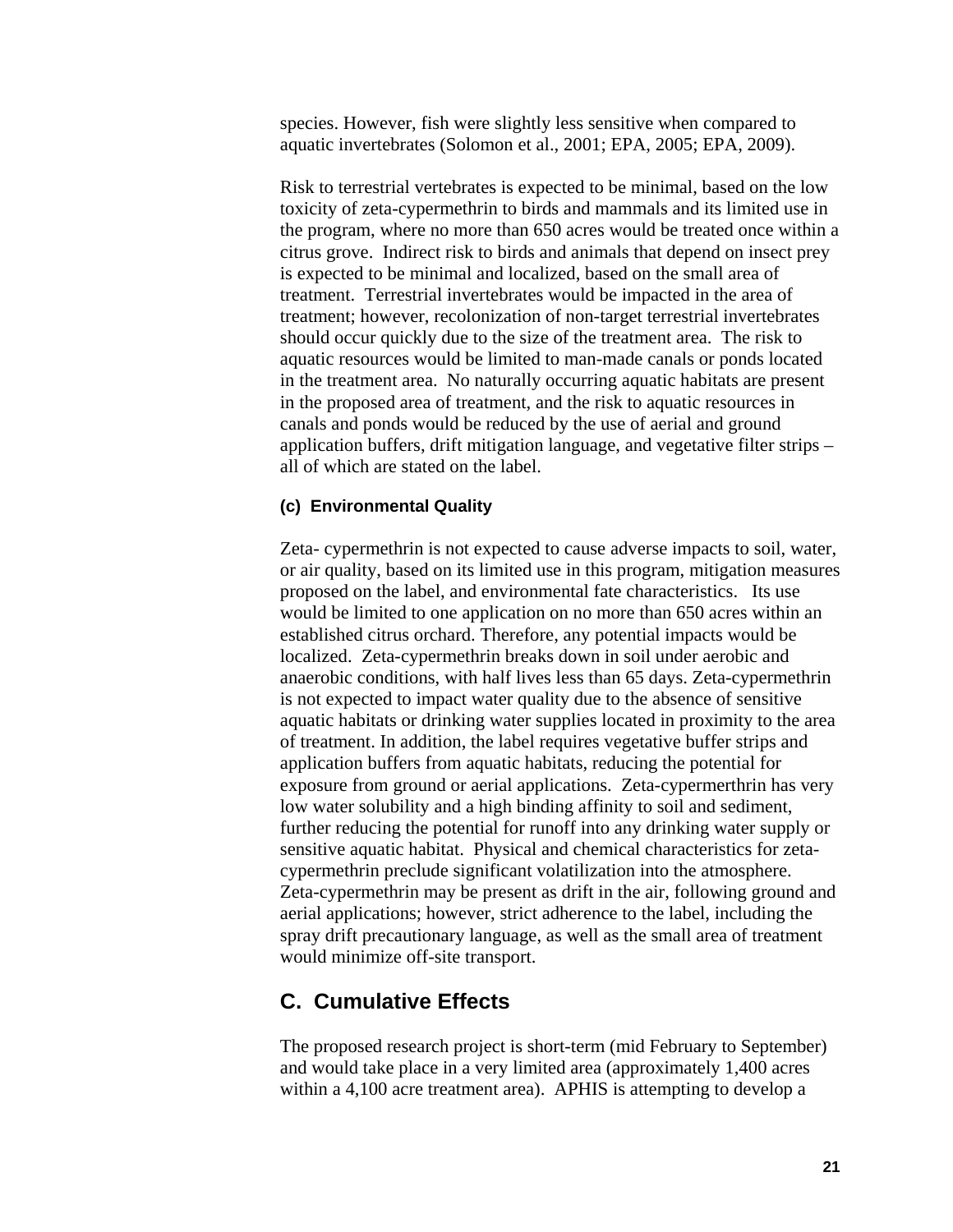species. However, fish were slightly less sensitive when compared to aquatic invertebrates (Solomon et al., 2001; EPA, 2005; EPA, 2009).

Risk to terrestrial vertebrates is expected to be minimal, based on the low toxicity of zeta-cypermethrin to birds and mammals and its limited use in the program, where no more than 650 acres would be treated once within a citrus grove. Indirect risk to birds and animals that depend on insect prey is expected to be minimal and localized, based on the small area of treatment. Terrestrial invertebrates would be impacted in the area of treatment; however, recolonization of non-target terrestrial invertebrates should occur quickly due to the size of the treatment area. The risk to aquatic resources would be limited to man-made canals or ponds located in the treatment area. No naturally occurring aquatic habitats are present in the proposed area of treatment, and the risk to aquatic resources in canals and ponds would be reduced by the use of aerial and ground application buffers, drift mitigation language, and vegetative filter strips – all of which are stated on the label.

#### (c) Environmental Quality

Zeta- cypermethrin is not expected to cause adverse impacts to soil, water, or air quality, based on its limited use in this program, mitigation measures proposed on the label, and environmental fate characteristics. Its use would be limited to one application on no more than 650 acres within an established citrus orchard. Therefore, any potential impacts would be localized. Zeta-cypermethrin breaks down in soil under aerobic and anaerobic conditions, with half lives less than 65 days. Zeta-cypermethrin is not expected to impact water quality due to the absence of sensitive aquatic habitats or drinking water supplies located in proximity to the area of treatment. In addition, the label requires vegetative buffer strips and application buffers from aquatic habitats, reducing the potential for exposure from ground or aerial applications. Zeta-cypermerthrin has very low water solubility and a high binding affinity to soil and sediment, further reducing the potential for runoff into any drinking water supply or sensitive aquatic habitat. Physical and chemical characteristics for zeta-cypermethrin preclude significant volatilization into the atmosphere. Zeta-cypermethrin may be present as drift in the air, following ground and aerial applications; however, strict adherence to the label, including the spray drift precautionary language, as well as the small area of treatment would minimize off-site transport.

## C. Cumulative Effects

The proposed research project is short-term (mid February to September) and would take place in a very limited area (approximately 1,400 acres within a 4,100 acre treatment area). APHIS is attempting to develop a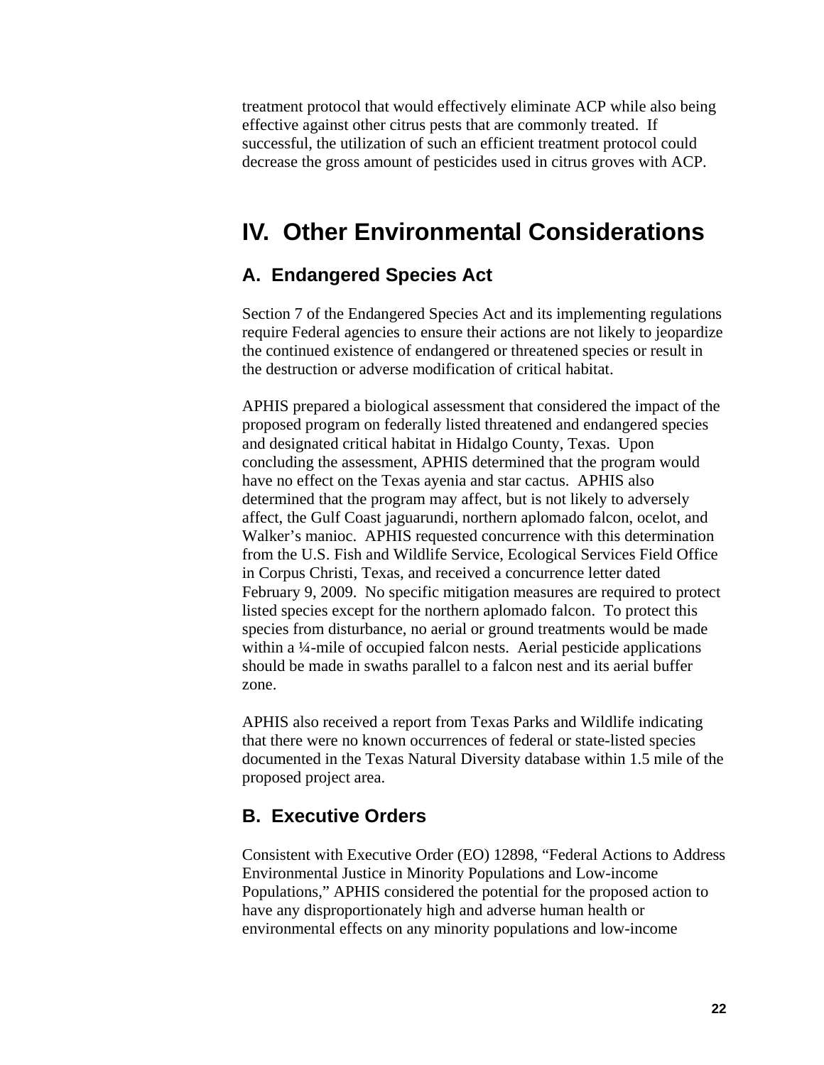treatment protocol that would effectively eliminate ACP while also being effective against other citrus pests that are commonly treated. If successful, the utilization of such an efficient treatment protocol could decrease the gross amount of pesticides used in citrus groves with ACP.

# IV. Other Environmental Considerations

## A. Endangered Species Act

Section 7 of the Endangered Species Act and its implementing regulations require Federal agencies to ensure their actions are not likely to jeopardize the continued existence of endangered or threatened species or result in the destruction or adverse modification of critical habitat.

APHIS prepared a biological assessment that considered the impact of the proposed program on federally listed threatened and endangered species and designated critical habitat in Hidalgo County, Texas. Upon concluding the assessment, APHIS determined that the program would have no effect on the Texas ayenia and star cactus. APHIS also determined that the program may affect, but is not likely to adversely affect, the Gulf Coast jaguarundi, northern aplomado falcon, ocelot, and Walker's manioc. APHIS requested concurrence with this determination from the U.S. Fish and Wildlife Service, Ecological Services Field Office in Corpus Christi, Texas, and received a concurrence letter dated February 9, 2009. No specific mitigation measures are required to protect listed species except for the northern aplomado falcon. To protect this species from disturbance, no aerial or ground treatments would be made within a ¼-mile of occupied falcon nests. Aerial pesticide applications should be made in swaths parallel to a falcon nest and its aerial buffer zone.

APHIS also received a report from Texas Parks and Wildlife indicating that there were no known occurrences of federal or state-listed species documented in the Texas Natural Diversity database within 1.5 mile of the proposed project area.

## B. Executive Orders

Consistent with Executive Order (EO) 12898, "Federal Actions to Address Environmental Justice in Minority Populations and Low-income Populations," APHIS considered the potential for the proposed action to have any disproportionately high and adverse human health or environmental effects on any minority populations and low-income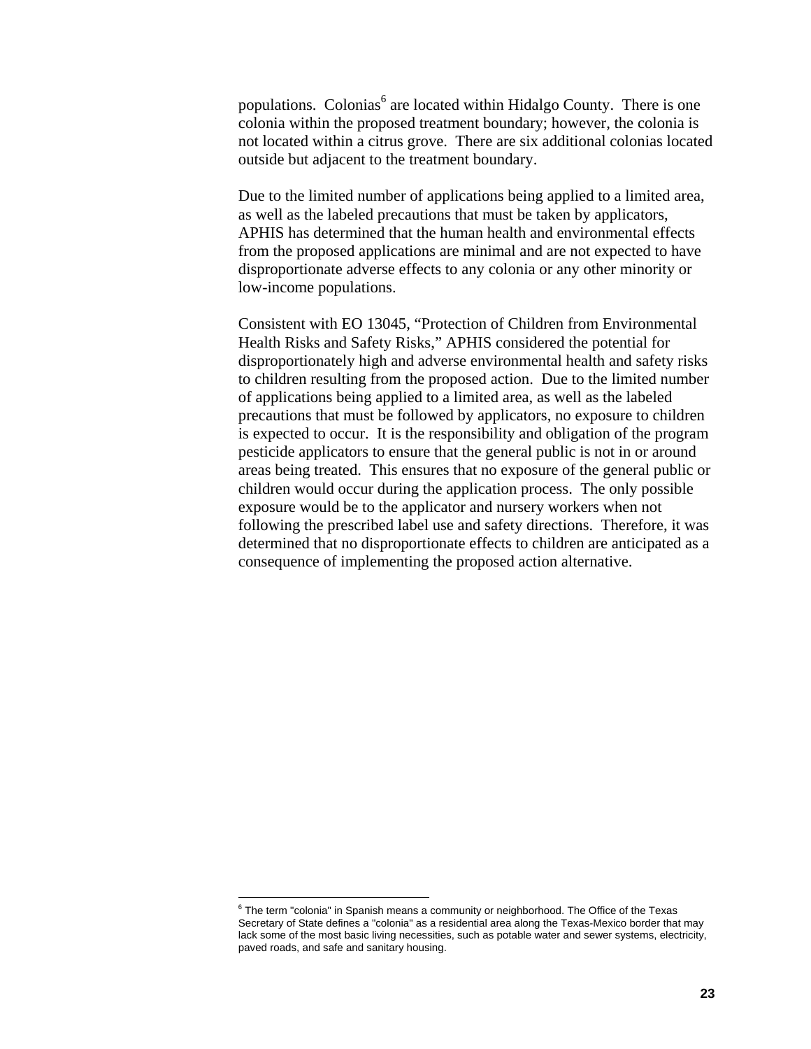populations. Colonias[6] are located within Hidalgo County. There is one colonia within the proposed treatment boundary; however, the colonia is not located within a citrus grove. There are six additional colonias located outside but adjacent to the treatment boundary.

Due to the limited number of applications being applied to a limited area, as well as the labeled precautions that must be taken by applicators, APHIS has determined that the human health and environmental effects from the proposed applications are minimal and are not expected to have disproportionate adverse effects to any colonia or any other minority or low-income populations.

Consistent with EO 13045, "Protection of Children from Environmental Health Risks and Safety Risks," APHIS considered the potential for disproportionately high and adverse environmental health and safety risks to children resulting from the proposed action. Due to the limited number of applications being applied to a limited area, as well as the labeled precautions that must be followed by applicators, no exposure to children is expected to occur. It is the responsibility and obligation of the program pesticide applicators to ensure that the general public is not in or around areas being treated. This ensures that no exposure of the general public or children would occur during the application process. The only possible exposure would be to the applicator and nursery workers when not following the prescribed label use and safety directions. Therefore, it was determined that no disproportionate effects to children are anticipated as a consequence of implementing the proposed action alternative.

---

[6] The term "colonia" in Spanish means a community or neighborhood. The Office of the Texas Secretary of State defines a "colonia" as a residential area along the Texas-Mexico border that may lack some of the most basic living necessities, such as potable water and sewer systems, electricity, paved roads, and safe and sanitary housing.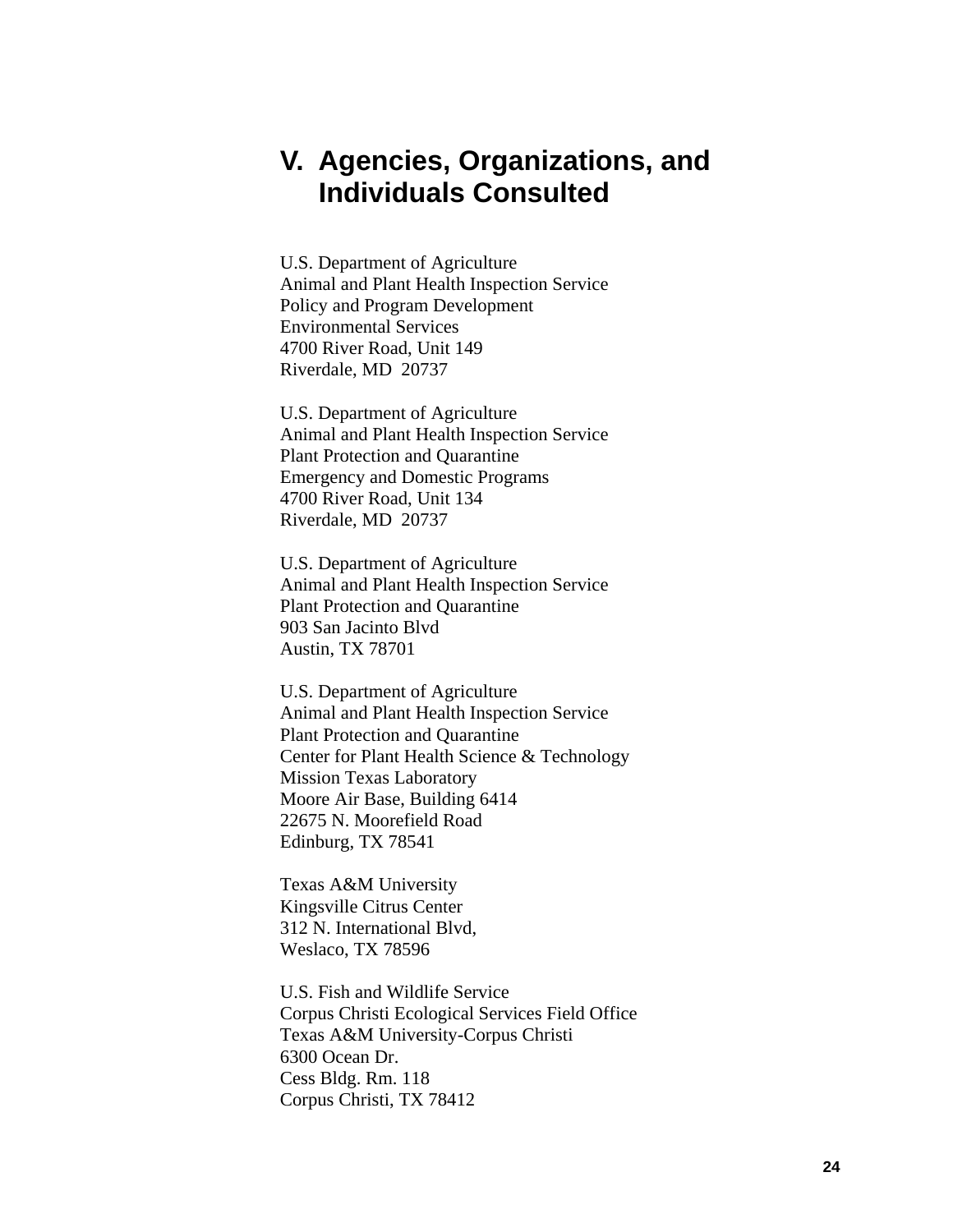# V. Agencies, Organizations, and Individuals Consulted

U.S. Department of Agriculture
Animal and Plant Health Inspection Service
Policy and Program Development
Environmental Services
4700 River Road, Unit 149
Riverdale, MD  20737

U.S. Department of Agriculture
Animal and Plant Health Inspection Service
Plant Protection and Quarantine
Emergency and Domestic Programs
4700 River Road, Unit 134
Riverdale, MD  20737

U.S. Department of Agriculture
Animal and Plant Health Inspection Service
Plant Protection and Quarantine
903 San Jacinto Blvd
Austin, TX 78701

U.S. Department of Agriculture
Animal and Plant Health Inspection Service
Plant Protection and Quarantine
Center for Plant Health Science & Technology
Mission Texas Laboratory
Moore Air Base, Building 6414
22675 N. Moorefield Road
Edinburg, TX 78541

Texas A&M University
Kingsville Citrus Center
312 N. International Blvd,
Weslaco, TX 78596

U.S. Fish and Wildlife Service
Corpus Christi Ecological Services Field Office
Texas A&M University-Corpus Christi
6300 Ocean Dr.
Cess Bldg. Rm. 118
Corpus Christi, TX 78412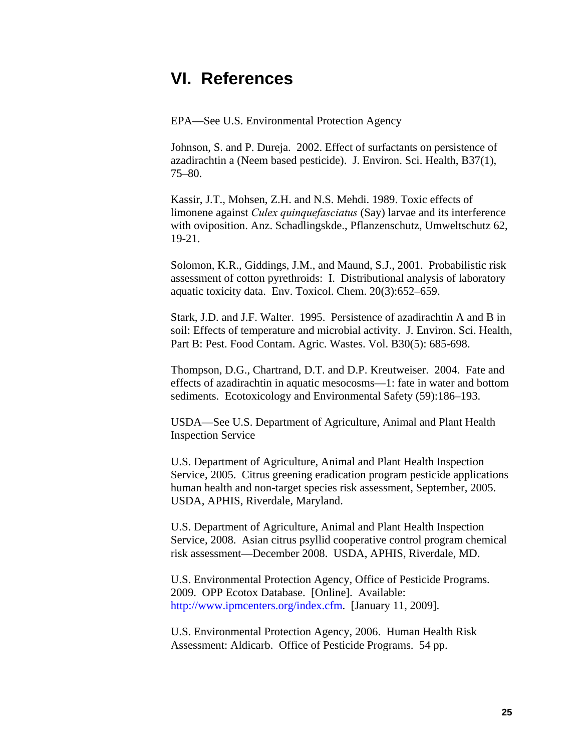# VI. References

EPA—See U.S. Environmental Protection Agency

Johnson, S. and P. Dureja. 2002. Effect of surfactants on persistence of azadirachtin a (Neem based pesticide). J. Environ. Sci. Health, B37(1), 75–80.

Kassir, J.T., Mohsen, Z.H. and N.S. Mehdi. 1989. Toxic effects of limonene against *Culex quinquefasciatus* (Say) larvae and its interference with oviposition. Anz. Schadlingskde., Pflanzenschutz, Umweltschutz 62, 19-21.

Solomon, K.R., Giddings, J.M., and Maund, S.J., 2001. Probabilistic risk assessment of cotton pyrethroids: I. Distributional analysis of laboratory aquatic toxicity data. Env. Toxicol. Chem. 20(3):652–659.

Stark, J.D. and J.F. Walter. 1995. Persistence of azadirachtin A and B in soil: Effects of temperature and microbial activity. J. Environ. Sci. Health, Part B: Pest. Food Contam. Agric. Wastes. Vol. B30(5): 685-698.

Thompson, D.G., Chartrand, D.T. and D.P. Kreutweiser. 2004. Fate and effects of azadirachtin in aquatic mesocosms—1: fate in water and bottom sediments. Ecotoxicology and Environmental Safety (59):186–193.

USDA—See U.S. Department of Agriculture, Animal and Plant Health Inspection Service

U.S. Department of Agriculture, Animal and Plant Health Inspection Service, 2005. Citrus greening eradication program pesticide applications human health and non-target species risk assessment, September, 2005. USDA, APHIS, Riverdale, Maryland.

U.S. Department of Agriculture, Animal and Plant Health Inspection Service, 2008. Asian citrus psyllid cooperative control program chemical risk assessment—December 2008. USDA, APHIS, Riverdale, MD.

U.S. Environmental Protection Agency, Office of Pesticide Programs. 2009. OPP Ecotox Database. [Online]. Available: http://www.ipmcenters.org/index.cfm. [January 11, 2009].

U.S. Environmental Protection Agency, 2006. Human Health Risk Assessment: Aldicarb. Office of Pesticide Programs. 54 pp.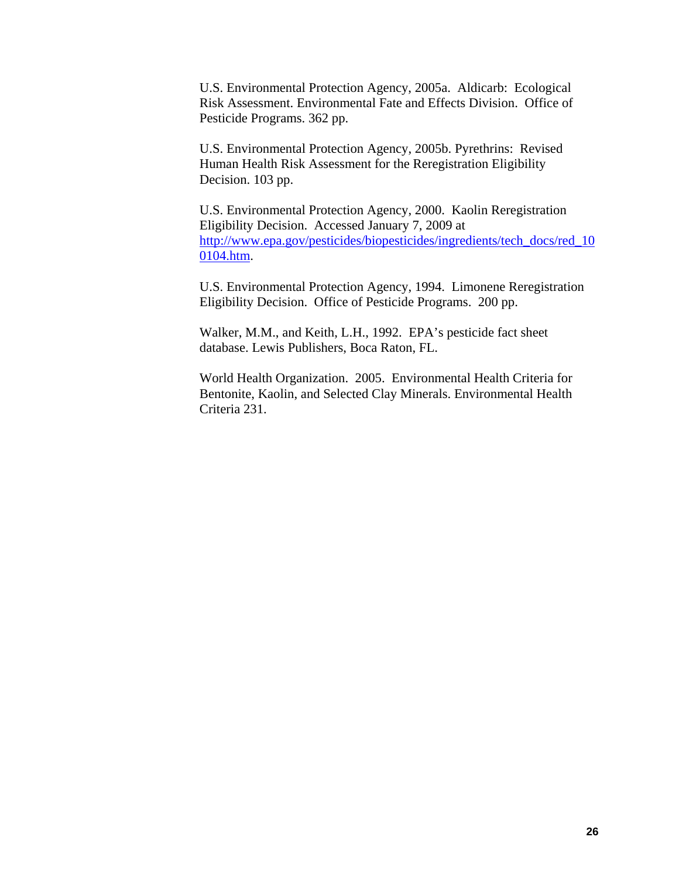U.S. Environmental Protection Agency, 2005a. Aldicarb: Ecological Risk Assessment. Environmental Fate and Effects Division. Office of Pesticide Programs. 362 pp.

U.S. Environmental Protection Agency, 2005b. Pyrethrins: Revised Human Health Risk Assessment for the Reregistration Eligibility Decision. 103 pp.

U.S. Environmental Protection Agency, 2000. Kaolin Reregistration Eligibility Decision. Accessed January 7, 2009 at http://www.epa.gov/pesticides/biopesticides/ingredients/tech_docs/red_100104.htm.

U.S. Environmental Protection Agency, 1994. Limonene Reregistration Eligibility Decision. Office of Pesticide Programs. 200 pp.

Walker, M.M., and Keith, L.H., 1992. EPA's pesticide fact sheet database. Lewis Publishers, Boca Raton, FL.

World Health Organization. 2005. Environmental Health Criteria for Bentonite, Kaolin, and Selected Clay Minerals. Environmental Health Criteria 231.